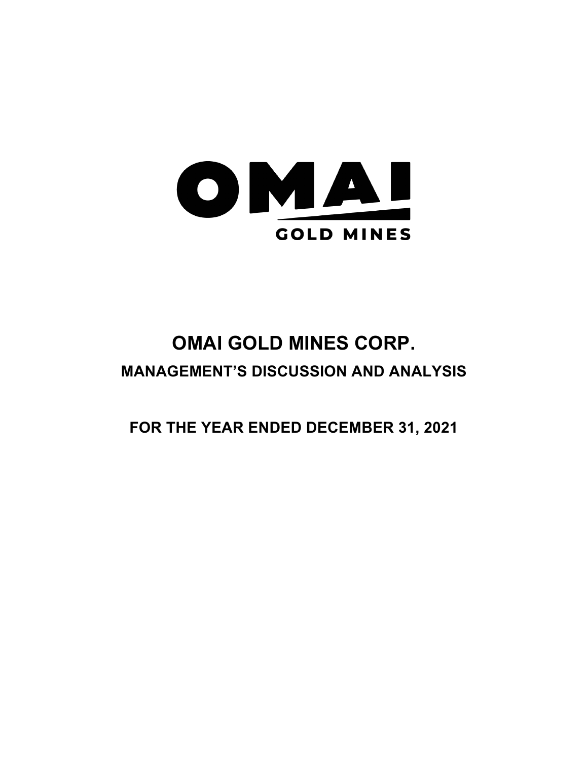OMAI

GOLD MINES

# OMAI GOLD MINES CORP.

## MANAGEMENT'S DISCUSSION AND ANALYSIS

## FOR THE YEAR ENDED DECEMBER 31, 2021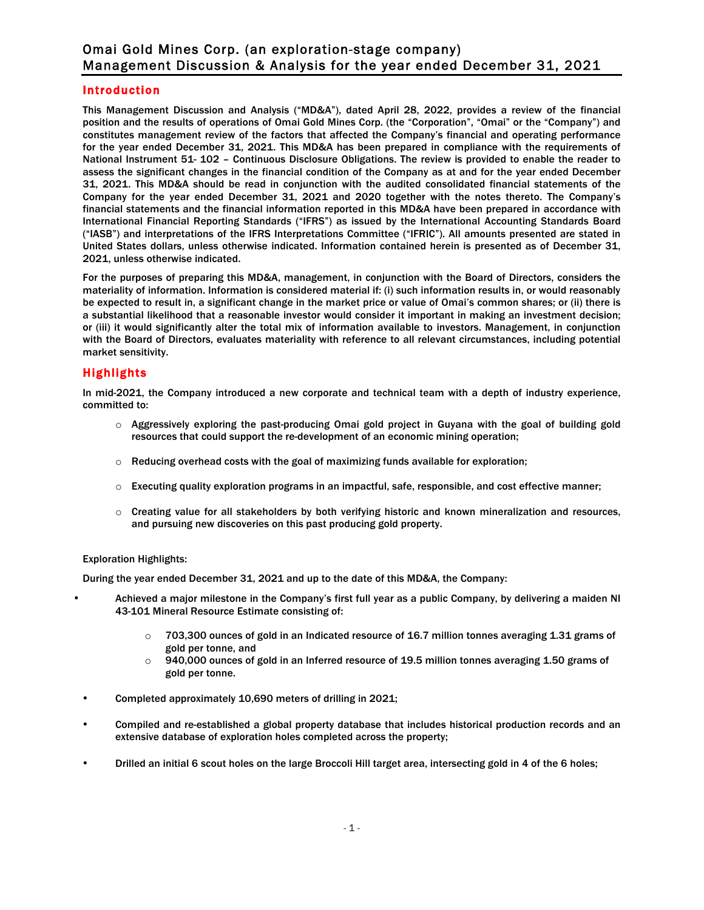## Introduction

This Management Discussion and Analysis ("MD&A"), dated April 28, 2022, provides a review of the financial position and the results of operations of Omai Gold Mines Corp. (the "Corporation", "Omai" or the "Company") and constitutes management review of the factors that affected the Company's financial and operating performance for the year ended December 31, 2021. This MD&A has been prepared in compliance with the requirements of National Instrument 51- 102 – Continuous Disclosure Obligations. The review is provided to enable the reader to assess the significant changes in the financial condition of the Company as at and for the year ended December 31, 2021. This MD&A should be read in conjunction with the audited consolidated financial statements of the Company for the year ended December 31, 2021 and 2020 together with the notes thereto. The Company's financial statements and the financial information reported in this MD&A have been prepared in accordance with International Financial Reporting Standards ("IFRS") as issued by the International Accounting Standards Board ("IASB") and interpretations of the IFRS Interpretations Committee ("IFRIC"). All amounts presented are stated in United States dollars, unless otherwise indicated. Information contained herein is presented as of December 31, 2021, unless otherwise indicated.

For the purposes of preparing this MD&A, management, in conjunction with the Board of Directors, considers the materiality of information. Information is considered material if: (i) such information results in, or would reasonably be expected to result in, a significant change in the market price or value of Omai's common shares; or (ii) there is a substantial likelihood that a reasonable investor would consider it important in making an investment decision; or (iii) it would significantly alter the total mix of information available to investors. Management, in conjunction with the Board of Directors, evaluates materiality with reference to all relevant circumstances, including potential market sensitivity.

## Highlights

In mid-2021, the Company introduced a new corporate and technical team with a depth of industry experience, committed to:

- Aggressively exploring the past-producing Omai gold project in Guyana with the goal of building gold resources that could support the re-development of an economic mining operation;
- Reducing overhead costs with the goal of maximizing funds available for exploration;
- Executing quality exploration programs in an impactful, safe, responsible, and cost effective manner;
- Creating value for all stakeholders by both verifying historic and known mineralization and resources, and pursuing new discoveries on this past producing gold property.

Exploration Highlights:

During the year ended December 31, 2021 and up to the date of this MD&A, the Company:

- Achieved a major milestone in the Company's first full year as a public Company, by delivering a maiden NI 43-101 Mineral Resource Estimate consisting of:
  - 703,300 ounces of gold in an Indicated resource of 16.7 million tonnes averaging 1.31 grams of gold per tonne, and
  - 940,000 ounces of gold in an Inferred resource of 19.5 million tonnes averaging 1.50 grams of gold per tonne.
- Completed approximately 10,690 meters of drilling in 2021;
- Compiled and re-established a global property database that includes historical production records and an extensive database of exploration holes completed across the property;
- Drilled an initial 6 scout holes on the large Broccoli Hill target area, intersecting gold in 4 of the 6 holes;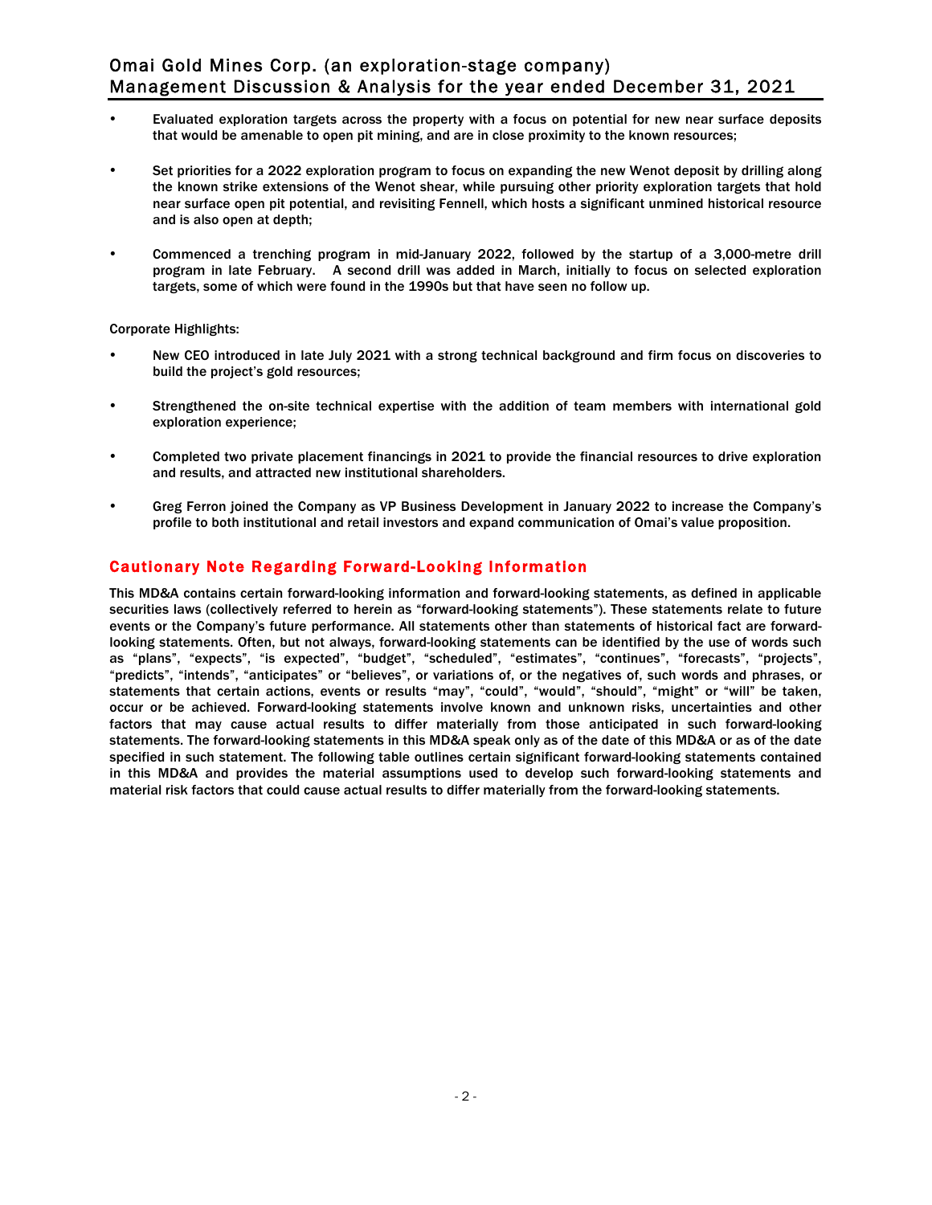- Evaluated exploration targets across the property with a focus on potential for new near surface deposits that would be amenable to open pit mining, and are in close proximity to the known resources;
- Set priorities for a 2022 exploration program to focus on expanding the new Wenot deposit by drilling along the known strike extensions of the Wenot shear, while pursuing other priority exploration targets that hold near surface open pit potential, and revisiting Fennell, which hosts a significant unmined historical resource and is also open at depth;
- Commenced a trenching program in mid-January 2022, followed by the startup of a 3,000-metre drill program in late February. A second drill was added in March, initially to focus on selected exploration targets, some of which were found in the 1990s but that have seen no follow up.

Corporate Highlights:

- New CEO introduced in late July 2021 with a strong technical background and firm focus on discoveries to build the project's gold resources;
- Strengthened the on-site technical expertise with the addition of team members with international gold exploration experience;
- Completed two private placement financings in 2021 to provide the financial resources to drive exploration and results, and attracted new institutional shareholders.
- Greg Ferron joined the Company as VP Business Development in January 2022 to increase the Company's profile to both institutional and retail investors and expand communication of Omai's value proposition.

## Cautionary Note Regarding Forward-Looking Information

This MD&A contains certain forward-looking information and forward-looking statements, as defined in applicable securities laws (collectively referred to herein as "forward-looking statements"). These statements relate to future events or the Company's future performance. All statements other than statements of historical fact are forward-looking statements. Often, but not always, forward-looking statements can be identified by the use of words such as "plans", "expects", "is expected", "budget", "scheduled", "estimates", "continues", "forecasts", "projects", "predicts", "intends", "anticipates" or "believes", or variations of, or the negatives of, such words and phrases, or statements that certain actions, events or results "may", "could", "would", "should", "might" or "will" be taken, occur or be achieved. Forward-looking statements involve known and unknown risks, uncertainties and other factors that may cause actual results to differ materially from those anticipated in such forward-looking statements. The forward-looking statements in this MD&A speak only as of the date of this MD&A or as of the date specified in such statement. The following table outlines certain significant forward-looking statements contained in this MD&A and provides the material assumptions used to develop such forward-looking statements and material risk factors that could cause actual results to differ materially from the forward-looking statements.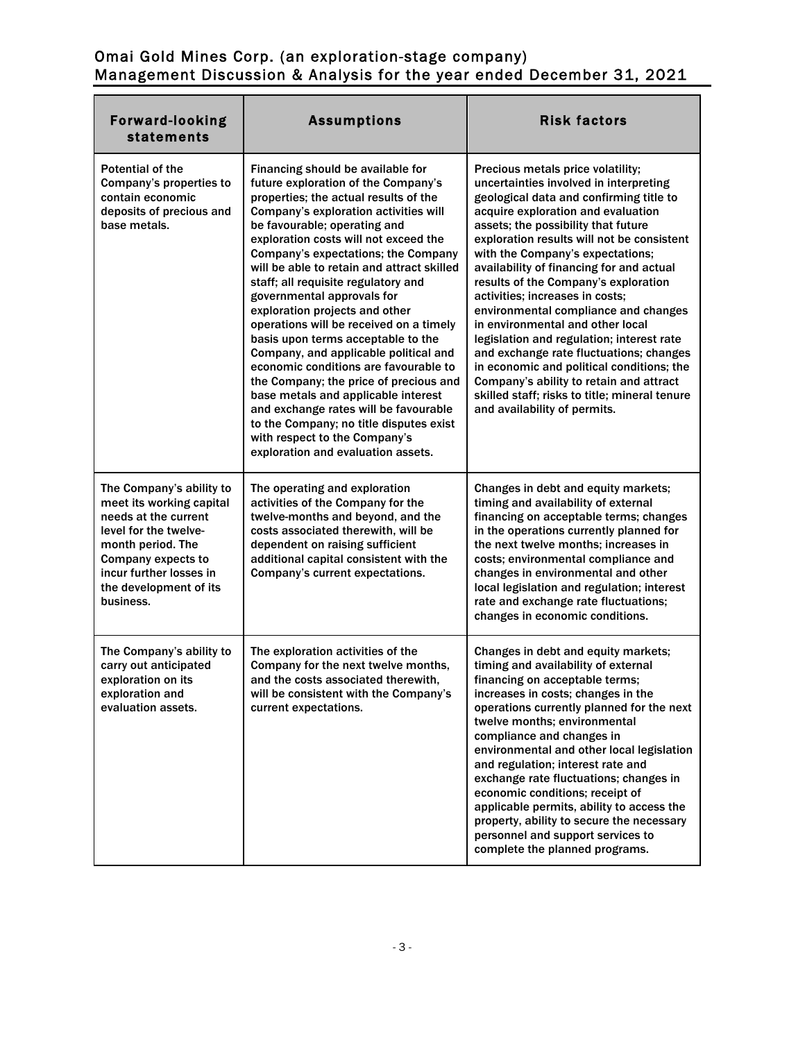| Forward-looking statements | Assumptions | Risk factors |
|---|---|---|
| Potential of the Company's properties to contain economic deposits of precious and base metals. | Financing should be available for future exploration of the Company's properties; the actual results of the Company's exploration activities will be favourable; operating and exploration costs will not exceed the Company's expectations; the Company will be able to retain and attract skilled staff; all requisite regulatory and governmental approvals for exploration projects and other operations will be received on a timely basis upon terms acceptable to the Company, and applicable political and economic conditions are favourable to the Company; the price of precious and base metals and applicable interest and exchange rates will be favourable to the Company; no title disputes exist with respect to the Company's exploration and evaluation assets. | Precious metals price volatility; uncertainties involved in interpreting geological data and confirming title to acquire exploration and evaluation assets; the possibility that future exploration results will not be consistent with the Company's expectations; availability of financing for and actual results of the Company's exploration activities; increases in costs; environmental compliance and changes in environmental and other local legislation and regulation; interest rate and exchange rate fluctuations; changes in economic and political conditions; the Company's ability to retain and attract skilled staff; risks to title; mineral tenure and availability of permits. |
| The Company's ability to meet its working capital needs at the current level for the twelve-month period. The Company expects to incur further losses in the development of its business. | The operating and exploration activities of the Company for the twelve-months and beyond, and the costs associated therewith, will be dependent on raising sufficient additional capital consistent with the Company's current expectations. | Changes in debt and equity markets; timing and availability of external financing on acceptable terms; changes in the operations currently planned for the next twelve months; increases in costs; environmental compliance and changes in environmental and other local legislation and regulation; interest rate and exchange rate fluctuations; changes in economic conditions. |
| The Company's ability to carry out anticipated exploration on its exploration and evaluation assets. | The exploration activities of the Company for the next twelve months, and the costs associated therewith, will be consistent with the Company's current expectations. | Changes in debt and equity markets; timing and availability of external financing on acceptable terms; increases in costs; changes in the operations currently planned for the next twelve months; environmental compliance and changes in environmental and other local legislation and regulation; interest rate and exchange rate fluctuations; changes in economic conditions; receipt of applicable permits, ability to access the property, ability to secure the necessary personnel and support services to complete the planned programs. |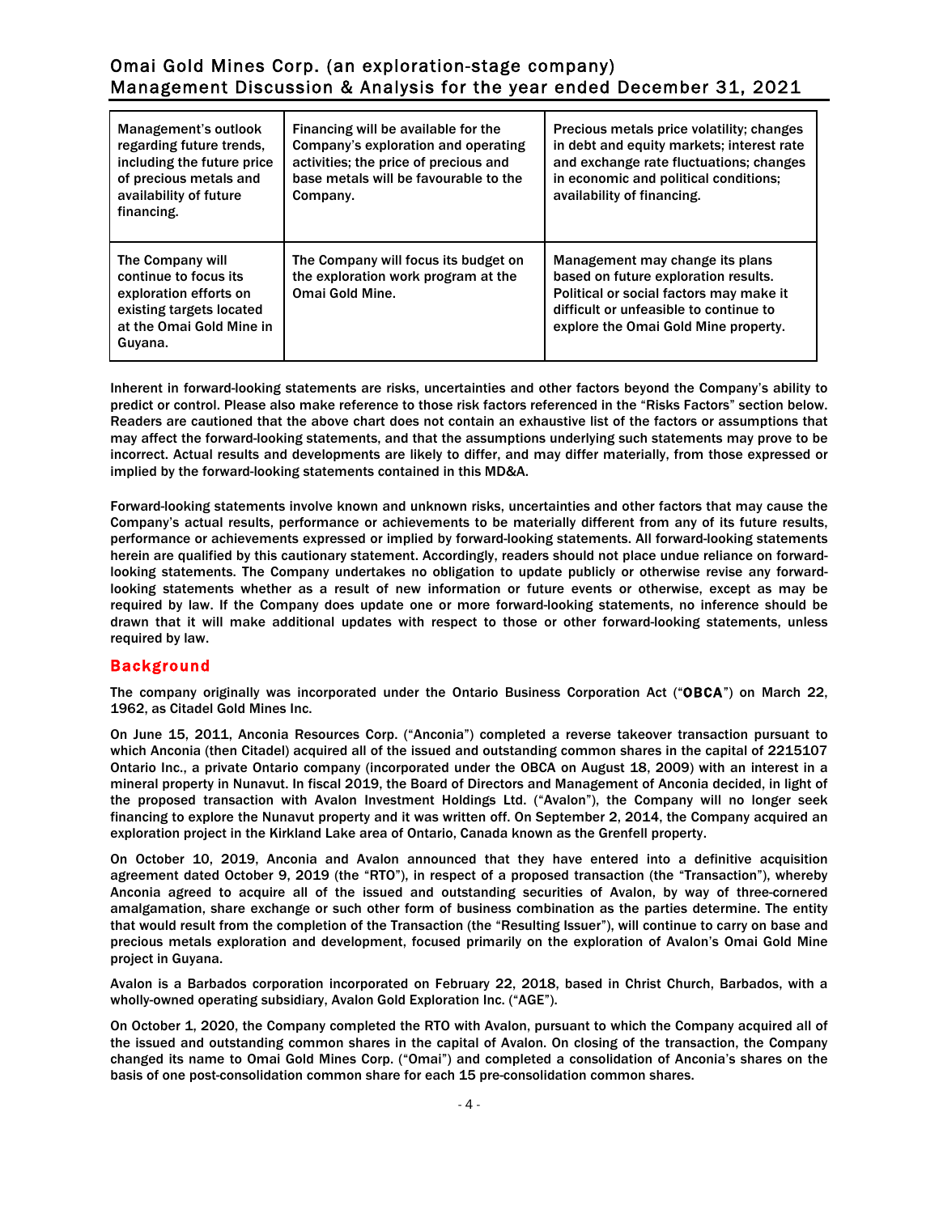| Management's outlook regarding future trends, including the future price of precious metals and availability of future financing. | Financing will be available for the Company's exploration and operating activities; the price of precious and base metals will be favourable to the Company. | Precious metals price volatility; changes in debt and equity markets; interest rate and exchange rate fluctuations; changes in economic and political conditions; availability of financing. |
|---|---|---|
| The Company will continue to focus its exploration efforts on existing targets located at the Omai Gold Mine in Guyana. | The Company will focus its budget on the exploration work program at the Omai Gold Mine. | Management may change its plans based on future exploration results. Political or social factors may make it difficult or unfeasible to continue to explore the Omai Gold Mine property. |

Inherent in forward-looking statements are risks, uncertainties and other factors beyond the Company's ability to predict or control. Please also make reference to those risk factors referenced in the "Risks Factors" section below. Readers are cautioned that the above chart does not contain an exhaustive list of the factors or assumptions that may affect the forward-looking statements, and that the assumptions underlying such statements may prove to be incorrect. Actual results and developments are likely to differ, and may differ materially, from those expressed or implied by the forward-looking statements contained in this MD&A.

Forward-looking statements involve known and unknown risks, uncertainties and other factors that may cause the Company's actual results, performance or achievements to be materially different from any of its future results, performance or achievements expressed or implied by forward-looking statements. All forward-looking statements herein are qualified by this cautionary statement. Accordingly, readers should not place undue reliance on forward-looking statements. The Company undertakes no obligation to update publicly or otherwise revise any forward-looking statements whether as a result of new information or future events or otherwise, except as may be required by law. If the Company does update one or more forward-looking statements, no inference should be drawn that it will make additional updates with respect to those or other forward-looking statements, unless required by law.

## Background

The company originally was incorporated under the Ontario Business Corporation Act ("**OBCA**") on March 22, 1962, as Citadel Gold Mines Inc.

On June 15, 2011, Anconia Resources Corp. ("Anconia") completed a reverse takeover transaction pursuant to which Anconia (then Citadel) acquired all of the issued and outstanding common shares in the capital of 2215107 Ontario Inc., a private Ontario company (incorporated under the OBCA on August 18, 2009) with an interest in a mineral property in Nunavut. In fiscal 2019, the Board of Directors and Management of Anconia decided, in light of the proposed transaction with Avalon Investment Holdings Ltd. ("Avalon"), the Company will no longer seek financing to explore the Nunavut property and it was written off. On September 2, 2014, the Company acquired an exploration project in the Kirkland Lake area of Ontario, Canada known as the Grenfell property.

On October 10, 2019, Anconia and Avalon announced that they have entered into a definitive acquisition agreement dated October 9, 2019 (the "RTO"), in respect of a proposed transaction (the "Transaction"), whereby Anconia agreed to acquire all of the issued and outstanding securities of Avalon, by way of three-cornered amalgamation, share exchange or such other form of business combination as the parties determine. The entity that would result from the completion of the Transaction (the "Resulting Issuer"), will continue to carry on base and precious metals exploration and development, focused primarily on the exploration of Avalon's Omai Gold Mine project in Guyana.

Avalon is a Barbados corporation incorporated on February 22, 2018, based in Christ Church, Barbados, with a wholly-owned operating subsidiary, Avalon Gold Exploration Inc. ("AGE").

On October 1, 2020, the Company completed the RTO with Avalon, pursuant to which the Company acquired all of the issued and outstanding common shares in the capital of Avalon. On closing of the transaction, the Company changed its name to Omai Gold Mines Corp. ("Omai") and completed a consolidation of Anconia's shares on the basis of one post-consolidation common share for each 15 pre-consolidation common shares.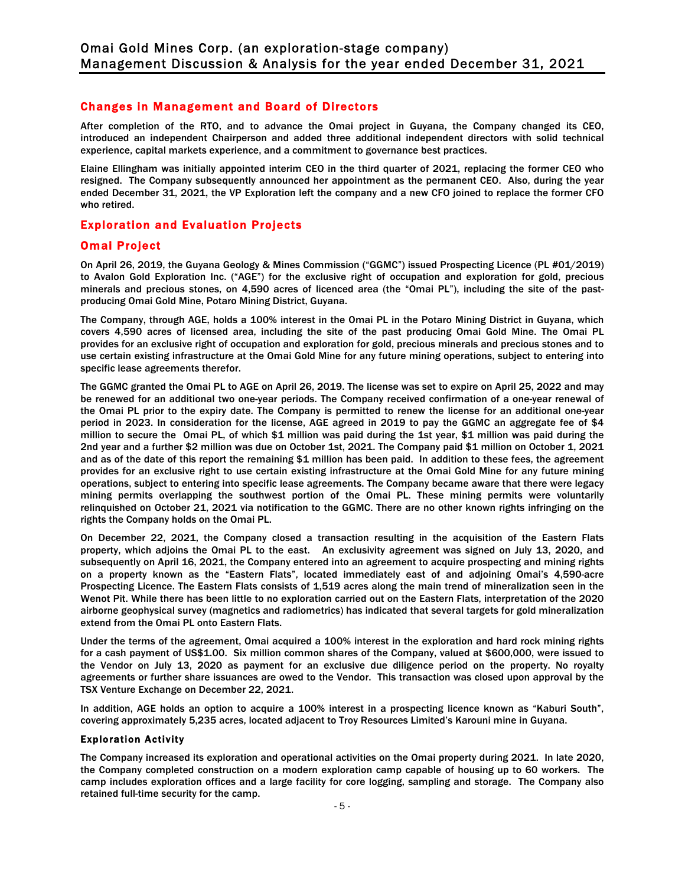## Changes in Management and Board of Directors

After completion of the RTO, and to advance the Omai project in Guyana, the Company changed its CEO, introduced an independent Chairperson and added three additional independent directors with solid technical experience, capital markets experience, and a commitment to governance best practices.

Elaine Ellingham was initially appointed interim CEO in the third quarter of 2021, replacing the former CEO who resigned. The Company subsequently announced her appointment as the permanent CEO. Also, during the year ended December 31, 2021, the VP Exploration left the company and a new CFO joined to replace the former CFO who retired.

## Exploration and Evaluation Projects

## Omai Project

On April 26, 2019, the Guyana Geology & Mines Commission ("GGMC") issued Prospecting Licence (PL #01/2019) to Avalon Gold Exploration Inc. ("AGE") for the exclusive right of occupation and exploration for gold, precious minerals and precious stones, on 4,590 acres of licenced area (the "Omai PL"), including the site of the past-producing Omai Gold Mine, Potaro Mining District, Guyana.

The Company, through AGE, holds a 100% interest in the Omai PL in the Potaro Mining District in Guyana, which covers 4,590 acres of licensed area, including the site of the past producing Omai Gold Mine. The Omai PL provides for an exclusive right of occupation and exploration for gold, precious minerals and precious stones and to use certain existing infrastructure at the Omai Gold Mine for any future mining operations, subject to entering into specific lease agreements therefor.

The GGMC granted the Omai PL to AGE on April 26, 2019. The license was set to expire on April 25, 2022 and may be renewed for an additional two one-year periods. The Company received confirmation of a one-year renewal of the Omai PL prior to the expiry date. The Company is permitted to renew the license for an additional one-year period in 2023. In consideration for the license, AGE agreed in 2019 to pay the GGMC an aggregate fee of $4 million to secure the Omai PL, of which $1 million was paid during the 1st year, $1 million was paid during the 2nd year and a further $2 million was due on October 1st, 2021. The Company paid $1 million on October 1, 2021 and as of the date of this report the remaining $1 million has been paid. In addition to these fees, the agreement provides for an exclusive right to use certain existing infrastructure at the Omai Gold Mine for any future mining operations, subject to entering into specific lease agreements. The Company became aware that there were legacy mining permits overlapping the southwest portion of the Omai PL. These mining permits were voluntarily relinquished on October 21, 2021 via notification to the GGMC. There are no other known rights infringing on the rights the Company holds on the Omai PL.

On December 22, 2021, the Company closed a transaction resulting in the acquisition of the Eastern Flats property, which adjoins the Omai PL to the east. An exclusivity agreement was signed on July 13, 2020, and subsequently on April 16, 2021, the Company entered into an agreement to acquire prospecting and mining rights on a property known as the "Eastern Flats", located immediately east of and adjoining Omai's 4,590-acre Prospecting Licence. The Eastern Flats consists of 1,519 acres along the main trend of mineralization seen in the Wenot Pit. While there has been little to no exploration carried out on the Eastern Flats, interpretation of the 2020 airborne geophysical survey (magnetics and radiometrics) has indicated that several targets for gold mineralization extend from the Omai PL onto Eastern Flats.

Under the terms of the agreement, Omai acquired a 100% interest in the exploration and hard rock mining rights for a cash payment of US$1.00. Six million common shares of the Company, valued at $600,000, were issued to the Vendor on July 13, 2020 as payment for an exclusive due diligence period on the property. No royalty agreements or further share issuances are owed to the Vendor. This transaction was closed upon approval by the TSX Venture Exchange on December 22, 2021.

In addition, AGE holds an option to acquire a 100% interest in a prospecting licence known as "Kaburi South", covering approximately 5,235 acres, located adjacent to Troy Resources Limited's Karouni mine in Guyana.

### Exploration Activity

The Company increased its exploration and operational activities on the Omai property during 2021. In late 2020, the Company completed construction on a modern exploration camp capable of housing up to 60 workers. The camp includes exploration offices and a large facility for core logging, sampling and storage. The Company also retained full-time security for the camp.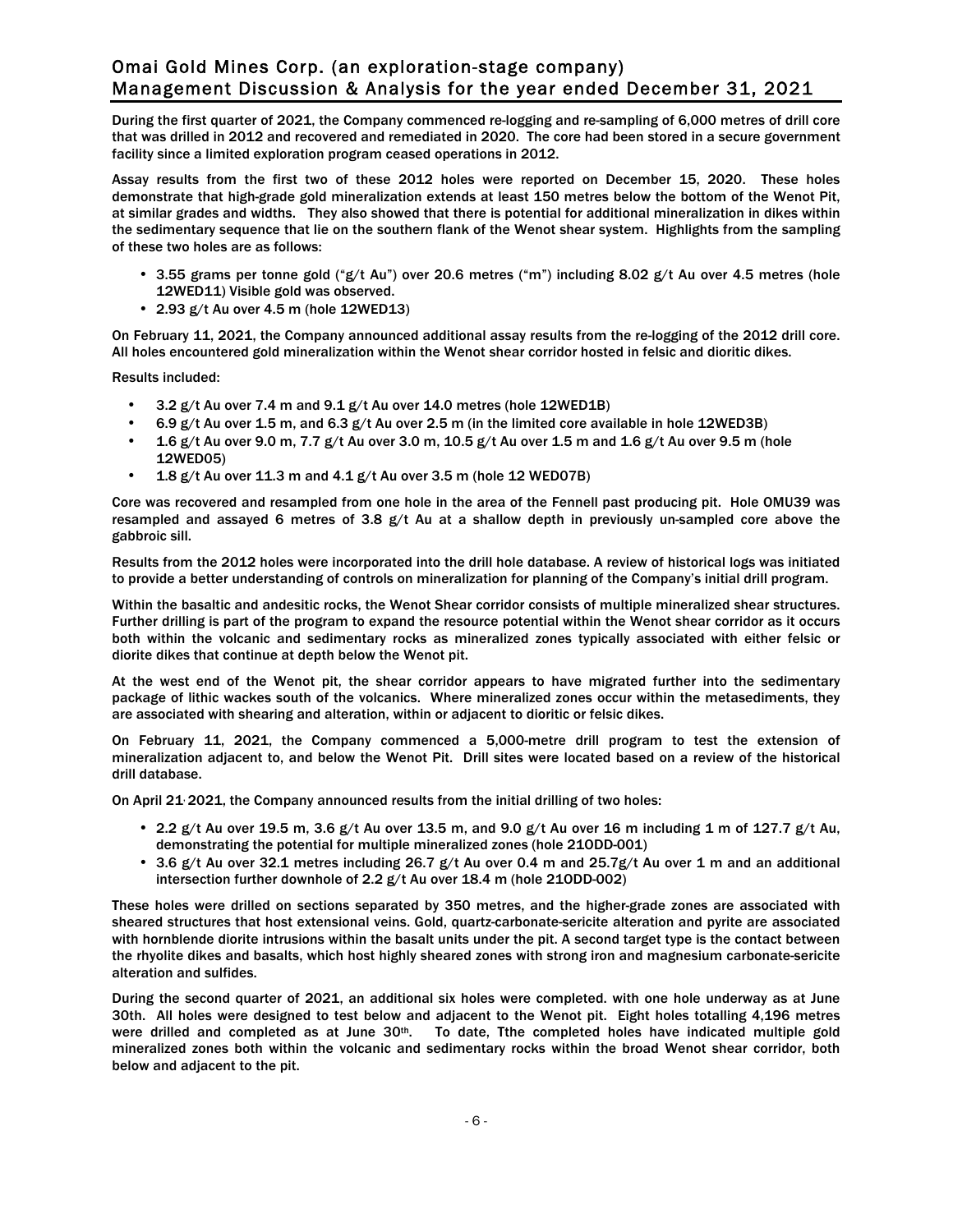During the first quarter of 2021, the Company commenced re-logging and re-sampling of 6,000 metres of drill core that was drilled in 2012 and recovered and remediated in 2020. The core had been stored in a secure government facility since a limited exploration program ceased operations in 2012.

Assay results from the first two of these 2012 holes were reported on December 15, 2020. These holes demonstrate that high-grade gold mineralization extends at least 150 metres below the bottom of the Wenot Pit, at similar grades and widths. They also showed that there is potential for additional mineralization in dikes within the sedimentary sequence that lie on the southern flank of the Wenot shear system. Highlights from the sampling of these two holes are as follows:

- 3.55 grams per tonne gold ("g/t Au") over 20.6 metres ("m") including 8.02 g/t Au over 4.5 metres (hole 12WED11) Visible gold was observed.
- 2.93 g/t Au over 4.5 m (hole 12WED13)

On February 11, 2021, the Company announced additional assay results from the re-logging of the 2012 drill core. All holes encountered gold mineralization within the Wenot shear corridor hosted in felsic and dioritic dikes.

Results included:

- 3.2 g/t Au over 7.4 m and 9.1 g/t Au over 14.0 metres (hole 12WED1B)
- 6.9 g/t Au over 1.5 m, and 6.3 g/t Au over 2.5 m (in the limited core available in hole 12WED3B)
- 1.6 g/t Au over 9.0 m, 7.7 g/t Au over 3.0 m, 10.5 g/t Au over 1.5 m and 1.6 g/t Au over 9.5 m (hole 12WED05)
- 1.8 g/t Au over 11.3 m and 4.1 g/t Au over 3.5 m (hole 12 WED07B)

Core was recovered and resampled from one hole in the area of the Fennell past producing pit. Hole OMU39 was resampled and assayed 6 metres of 3.8 g/t Au at a shallow depth in previously un-sampled core above the gabbroic sill.

Results from the 2012 holes were incorporated into the drill hole database. A review of historical logs was initiated to provide a better understanding of controls on mineralization for planning of the Company's initial drill program.

Within the basaltic and andesitic rocks, the Wenot Shear corridor consists of multiple mineralized shear structures. Further drilling is part of the program to expand the resource potential within the Wenot shear corridor as it occurs both within the volcanic and sedimentary rocks as mineralized zones typically associated with either felsic or diorite dikes that continue at depth below the Wenot pit.

At the west end of the Wenot pit, the shear corridor appears to have migrated further into the sedimentary package of lithic wackes south of the volcanics. Where mineralized zones occur within the metasediments, they are associated with shearing and alteration, within or adjacent to dioritic or felsic dikes.

On February 11, 2021, the Company commenced a 5,000-metre drill program to test the extension of mineralization adjacent to, and below the Wenot Pit. Drill sites were located based on a review of the historical drill database.

On April 21, 2021, the Company announced results from the initial drilling of two holes:

- 2.2 g/t Au over 19.5 m, 3.6 g/t Au over 13.5 m, and 9.0 g/t Au over 16 m including 1 m of 127.7 g/t Au, demonstrating the potential for multiple mineralized zones (hole 21ODD-001)
- 3.6 g/t Au over 32.1 metres including 26.7 g/t Au over 0.4 m and 25.7g/t Au over 1 m and an additional intersection further downhole of 2.2 g/t Au over 18.4 m (hole 21ODD-002)

These holes were drilled on sections separated by 350 metres, and the higher-grade zones are associated with sheared structures that host extensional veins. Gold, quartz-carbonate-sericite alteration and pyrite are associated with hornblende diorite intrusions within the basalt units under the pit. A second target type is the contact between the rhyolite dikes and basalts, which host highly sheared zones with strong iron and magnesium carbonate-sericite alteration and sulfides.

During the second quarter of 2021, an additional six holes were completed. with one hole underway as at June 30th. All holes were designed to test below and adjacent to the Wenot pit. Eight holes totalling 4,196 metres were drilled and completed as at June 30th. To date, Tthe completed holes have indicated multiple gold mineralized zones both within the volcanic and sedimentary rocks within the broad Wenot shear corridor, both below and adjacent to the pit.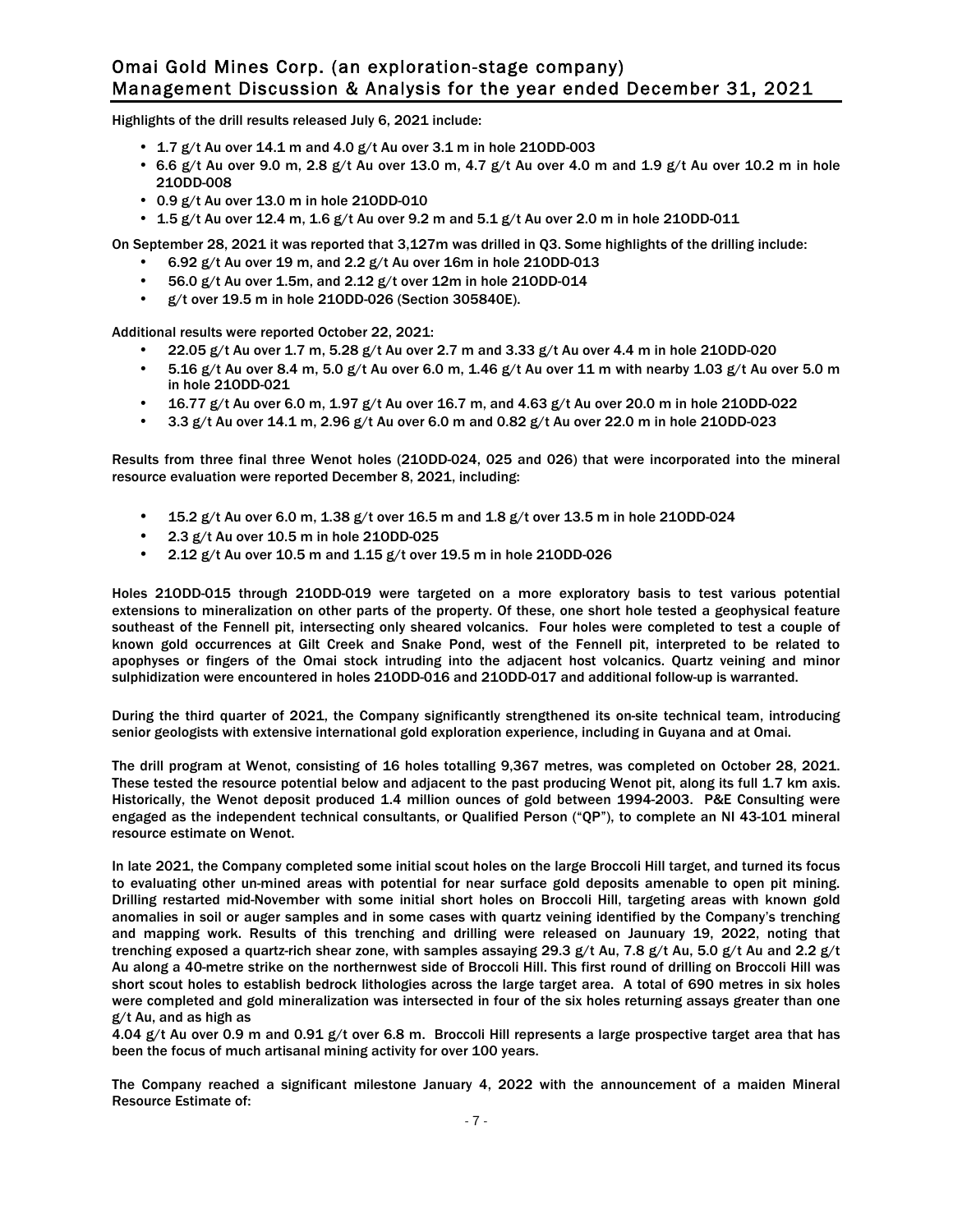Highlights of the drill results released July 6, 2021 include:

- 1.7 g/t Au over 14.1 m and 4.0 g/t Au over 3.1 m in hole 21ODD-003
- 6.6 g/t Au over 9.0 m, 2.8 g/t Au over 13.0 m, 4.7 g/t Au over 4.0 m and 1.9 g/t Au over 10.2 m in hole 21ODD-008
- 0.9 g/t Au over 13.0 m in hole 21ODD-010
- 1.5 g/t Au over 12.4 m, 1.6 g/t Au over 9.2 m and 5.1 g/t Au over 2.0 m in hole 21ODD-011

On September 28, 2021 it was reported that 3,127m was drilled in Q3. Some highlights of the drilling include:

- 6.92 g/t Au over 19 m, and 2.2 g/t Au over 16m in hole 21ODD-013
- 56.0 g/t Au over 1.5m, and 2.12 g/t over 12m in hole 21ODD-014
- g/t over 19.5 m in hole 21ODD-026 (Section 305840E).

Additional results were reported October 22, 2021:

- 22.05 g/t Au over 1.7 m, 5.28 g/t Au over 2.7 m and 3.33 g/t Au over 4.4 m in hole 21ODD-020
- 5.16 g/t Au over 8.4 m, 5.0 g/t Au over 6.0 m, 1.46 g/t Au over 11 m with nearby 1.03 g/t Au over 5.0 m in hole 21ODD-021
- 16.77 g/t Au over 6.0 m, 1.97 g/t Au over 16.7 m, and 4.63 g/t Au over 20.0 m in hole 21ODD-022
- 3.3 g/t Au over 14.1 m, 2.96 g/t Au over 6.0 m and 0.82 g/t Au over 22.0 m in hole 21ODD-023

Results from three final three Wenot holes (21ODD-024, 025 and 026) that were incorporated into the mineral resource evaluation were reported December 8, 2021, including:

- 15.2 g/t Au over 6.0 m, 1.38 g/t over 16.5 m and 1.8 g/t over 13.5 m in hole 21ODD-024
- 2.3 g/t Au over 10.5 m in hole 21ODD-025
- 2.12 g/t Au over 10.5 m and 1.15 g/t over 19.5 m in hole 21ODD-026

Holes 21ODD-015 through 21ODD-019 were targeted on a more exploratory basis to test various potential extensions to mineralization on other parts of the property. Of these, one short hole tested a geophysical feature southeast of the Fennell pit, intersecting only sheared volcanics. Four holes were completed to test a couple of known gold occurrences at Gilt Creek and Snake Pond, west of the Fennell pit, interpreted to be related to apophyses or fingers of the Omai stock intruding into the adjacent host volcanics. Quartz veining and minor sulphidization were encountered in holes 21ODD-016 and 21ODD-017 and additional follow-up is warranted.

During the third quarter of 2021, the Company significantly strengthened its on-site technical team, introducing senior geologists with extensive international gold exploration experience, including in Guyana and at Omai.

The drill program at Wenot, consisting of 16 holes totalling 9,367 metres, was completed on October 28, 2021. These tested the resource potential below and adjacent to the past producing Wenot pit, along its full 1.7 km axis. Historically, the Wenot deposit produced 1.4 million ounces of gold between 1994-2003. P&E Consulting were engaged as the independent technical consultants, or Qualified Person ("QP"), to complete an NI 43-101 mineral resource estimate on Wenot.

In late 2021, the Company completed some initial scout holes on the large Broccoli Hill target, and turned its focus to evaluating other un-mined areas with potential for near surface gold deposits amenable to open pit mining. Drilling restarted mid-November with some initial short holes on Broccoli Hill, targeting areas with known gold anomalies in soil or auger samples and in some cases with quartz veining identified by the Company's trenching and mapping work. Results of this trenching and drilling were released on Jaunuary 19, 2022, noting that trenching exposed a quartz-rich shear zone, with samples assaying 29.3 g/t Au, 7.8 g/t Au, 5.0 g/t Au and 2.2 g/t Au along a 40-metre strike on the northernwest side of Broccoli Hill. This first round of drilling on Broccoli Hill was short scout holes to establish bedrock lithologies across the large target area. A total of 690 metres in six holes were completed and gold mineralization was intersected in four of the six holes returning assays greater than one g/t Au, and as high as
4.04 g/t Au over 0.9 m and 0.91 g/t over 6.8 m. Broccoli Hill represents a large prospective target area that has been the focus of much artisanal mining activity for over 100 years.

The Company reached a significant milestone January 4, 2022 with the announcement of a maiden Mineral Resource Estimate of: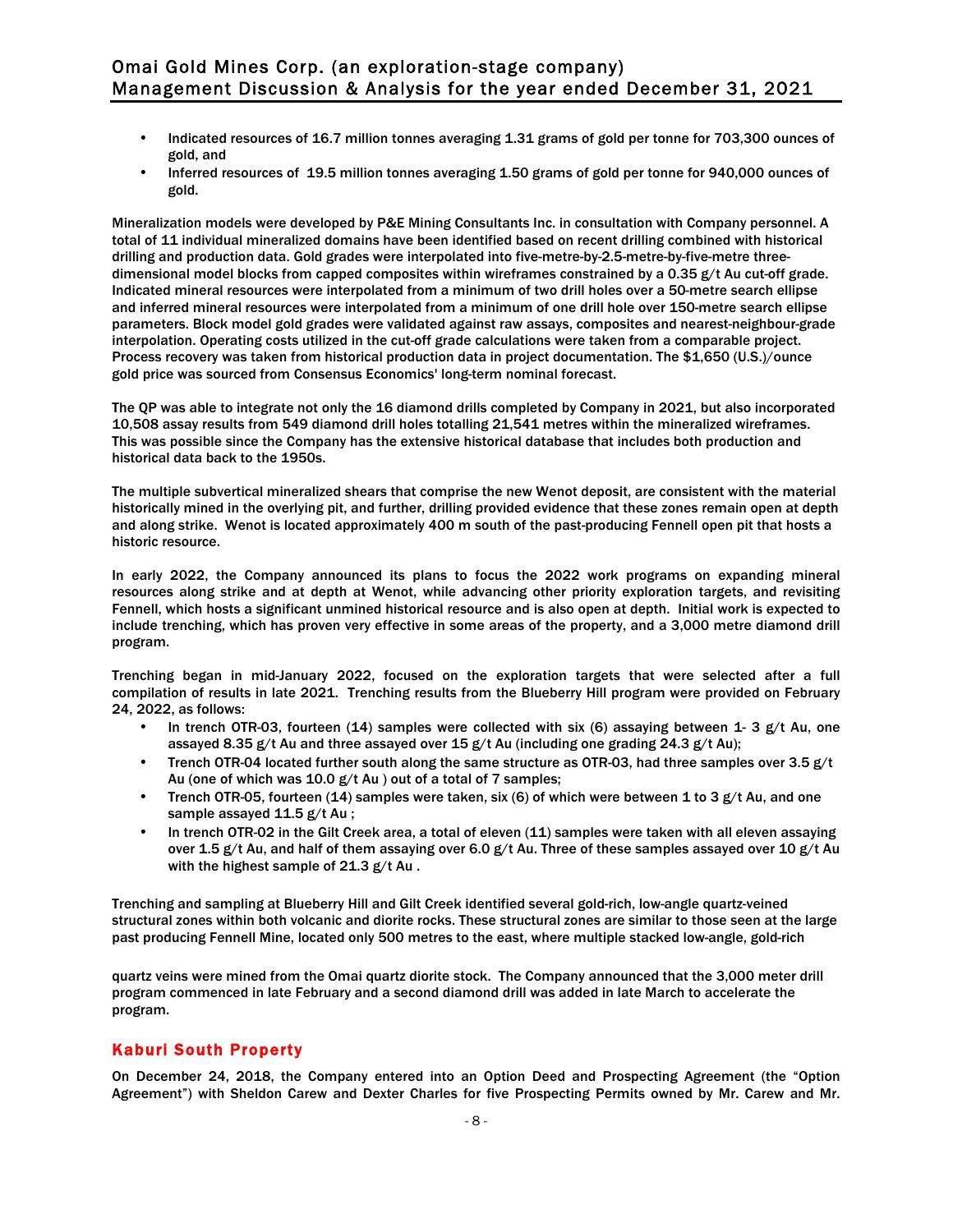- Indicated resources of 16.7 million tonnes averaging 1.31 grams of gold per tonne for 703,300 ounces of gold, and
- Inferred resources of 19.5 million tonnes averaging 1.50 grams of gold per tonne for 940,000 ounces of gold.

Mineralization models were developed by P&E Mining Consultants Inc. in consultation with Company personnel. A total of 11 individual mineralized domains have been identified based on recent drilling combined with historical drilling and production data. Gold grades were interpolated into five-metre-by-2.5-metre-by-five-metre three-dimensional model blocks from capped composites within wireframes constrained by a 0.35 g/t Au cut-off grade. Indicated mineral resources were interpolated from a minimum of two drill holes over a 50-metre search ellipse and inferred mineral resources were interpolated from a minimum of one drill hole over 150-metre search ellipse parameters. Block model gold grades were validated against raw assays, composites and nearest-neighbour-grade interpolation. Operating costs utilized in the cut-off grade calculations were taken from a comparable project. Process recovery was taken from historical production data in project documentation. The $1,650 (U.S.)/ounce gold price was sourced from Consensus Economics' long-term nominal forecast.

The QP was able to integrate not only the 16 diamond drills completed by Company in 2021, but also incorporated 10,508 assay results from 549 diamond drill holes totalling 21,541 metres within the mineralized wireframes. This was possible since the Company has the extensive historical database that includes both production and historical data back to the 1950s.

The multiple subvertical mineralized shears that comprise the new Wenot deposit, are consistent with the material historically mined in the overlying pit, and further, drilling provided evidence that these zones remain open at depth and along strike. Wenot is located approximately 400 m south of the past-producing Fennell open pit that hosts a historic resource.

In early 2022, the Company announced its plans to focus the 2022 work programs on expanding mineral resources along strike and at depth at Wenot, while advancing other priority exploration targets, and revisiting Fennell, which hosts a significant unmined historical resource and is also open at depth. Initial work is expected to include trenching, which has proven very effective in some areas of the property, and a 3,000 metre diamond drill program.

Trenching began in mid-January 2022, focused on the exploration targets that were selected after a full compilation of results in late 2021. Trenching results from the Blueberry Hill program were provided on February 24, 2022, as follows:

- In trench OTR-03, fourteen (14) samples were collected with six (6) assaying between 1- 3 g/t Au, one assayed 8.35 g/t Au and three assayed over 15 g/t Au (including one grading 24.3 g/t Au);
- Trench OTR-04 located further south along the same structure as OTR-03, had three samples over 3.5 g/t Au (one of which was 10.0 g/t Au ) out of a total of 7 samples;
- Trench OTR-05, fourteen (14) samples were taken, six (6) of which were between 1 to 3 g/t Au, and one sample assayed 11.5 g/t Au ;
- In trench OTR-02 in the Gilt Creek area, a total of eleven (11) samples were taken with all eleven assaying over 1.5 g/t Au, and half of them assaying over 6.0 g/t Au. Three of these samples assayed over 10 g/t Au with the highest sample of 21.3 g/t Au .

Trenching and sampling at Blueberry Hill and Gilt Creek identified several gold-rich, low-angle quartz-veined structural zones within both volcanic and diorite rocks. These structural zones are similar to those seen at the large past producing Fennell Mine, located only 500 metres to the east, where multiple stacked low-angle, gold-rich quartz veins were mined from the Omai quartz diorite stock. The Company announced that the 3,000 meter drill program commenced in late February and a second diamond drill was added in late March to accelerate the program.

## Kaburi South Property

On December 24, 2018, the Company entered into an Option Deed and Prospecting Agreement (the "Option Agreement") with Sheldon Carew and Dexter Charles for five Prospecting Permits owned by Mr. Carew and Mr.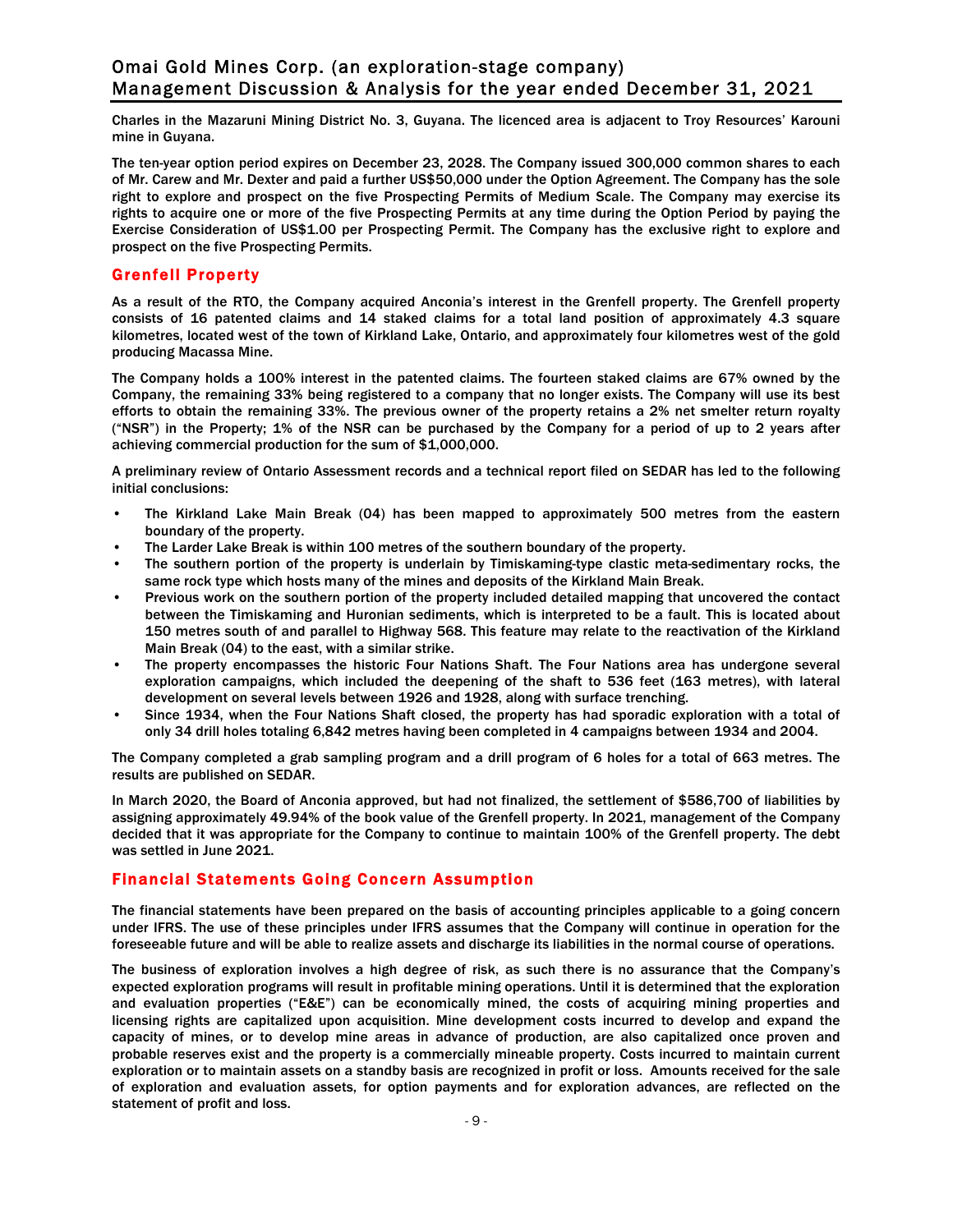Charles in the Mazaruni Mining District No. 3, Guyana. The licenced area is adjacent to Troy Resources' Karouni mine in Guyana.

The ten-year option period expires on December 23, 2028. The Company issued 300,000 common shares to each of Mr. Carew and Mr. Dexter and paid a further US$50,000 under the Option Agreement. The Company has the sole right to explore and prospect on the five Prospecting Permits of Medium Scale. The Company may exercise its rights to acquire one or more of the five Prospecting Permits at any time during the Option Period by paying the Exercise Consideration of US$1.00 per Prospecting Permit. The Company has the exclusive right to explore and prospect on the five Prospecting Permits.

## Grenfell Property

As a result of the RTO, the Company acquired Anconia's interest in the Grenfell property. The Grenfell property consists of 16 patented claims and 14 staked claims for a total land position of approximately 4.3 square kilometres, located west of the town of Kirkland Lake, Ontario, and approximately four kilometres west of the gold producing Macassa Mine.

The Company holds a 100% interest in the patented claims. The fourteen staked claims are 67% owned by the Company, the remaining 33% being registered to a company that no longer exists. The Company will use its best efforts to obtain the remaining 33%. The previous owner of the property retains a 2% net smelter return royalty ("NSR") in the Property; 1% of the NSR can be purchased by the Company for a period of up to 2 years after achieving commercial production for the sum of $1,000,000.

A preliminary review of Ontario Assessment records and a technical report filed on SEDAR has led to the following initial conclusions:

- The Kirkland Lake Main Break (04) has been mapped to approximately 500 metres from the eastern boundary of the property.
- The Larder Lake Break is within 100 metres of the southern boundary of the property.
- The southern portion of the property is underlain by Timiskaming-type clastic meta-sedimentary rocks, the same rock type which hosts many of the mines and deposits of the Kirkland Main Break.
- Previous work on the southern portion of the property included detailed mapping that uncovered the contact between the Timiskaming and Huronian sediments, which is interpreted to be a fault. This is located about 150 metres south of and parallel to Highway 568. This feature may relate to the reactivation of the Kirkland Main Break (04) to the east, with a similar strike.
- The property encompasses the historic Four Nations Shaft. The Four Nations area has undergone several exploration campaigns, which included the deepening of the shaft to 536 feet (163 metres), with lateral development on several levels between 1926 and 1928, along with surface trenching.
- Since 1934, when the Four Nations Shaft closed, the property has had sporadic exploration with a total of only 34 drill holes totaling 6,842 metres having been completed in 4 campaigns between 1934 and 2004.

The Company completed a grab sampling program and a drill program of 6 holes for a total of 663 metres. The results are published on SEDAR.

In March 2020, the Board of Anconia approved, but had not finalized, the settlement of $586,700 of liabilities by assigning approximately 49.94% of the book value of the Grenfell property. In 2021, management of the Company decided that it was appropriate for the Company to continue to maintain 100% of the Grenfell property. The debt was settled in June 2021.

## Financial Statements Going Concern Assumption

The financial statements have been prepared on the basis of accounting principles applicable to a going concern under IFRS. The use of these principles under IFRS assumes that the Company will continue in operation for the foreseeable future and will be able to realize assets and discharge its liabilities in the normal course of operations.

The business of exploration involves a high degree of risk, as such there is no assurance that the Company's expected exploration programs will result in profitable mining operations. Until it is determined that the exploration and evaluation properties ("E&E") can be economically mined, the costs of acquiring mining properties and licensing rights are capitalized upon acquisition. Mine development costs incurred to develop and expand the capacity of mines, or to develop mine areas in advance of production, are also capitalized once proven and probable reserves exist and the property is a commercially mineable property. Costs incurred to maintain current exploration or to maintain assets on a standby basis are recognized in profit or loss. Amounts received for the sale of exploration and evaluation assets, for option payments and for exploration advances, are reflected on the statement of profit and loss.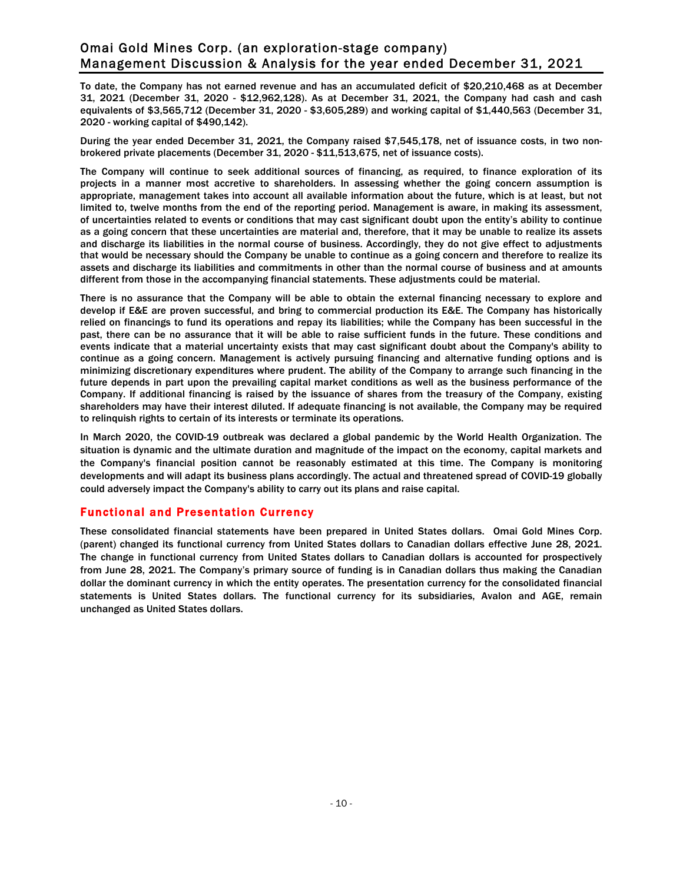To date, the Company has not earned revenue and has an accumulated deficit of $20,210,468 as at December 31, 2021 (December 31, 2020 - $12,962,128). As at December 31, 2021, the Company had cash and cash equivalents of $3,565,712 (December 31, 2020 - $3,605,289) and working capital of $1,440,563 (December 31, 2020 - working capital of $490,142).

During the year ended December 31, 2021, the Company raised $7,545,178, net of issuance costs, in two non-brokered private placements (December 31, 2020 - $11,513,675, net of issuance costs).

The Company will continue to seek additional sources of financing, as required, to finance exploration of its projects in a manner most accretive to shareholders. In assessing whether the going concern assumption is appropriate, management takes into account all available information about the future, which is at least, but not limited to, twelve months from the end of the reporting period. Management is aware, in making its assessment, of uncertainties related to events or conditions that may cast significant doubt upon the entity's ability to continue as a going concern that these uncertainties are material and, therefore, that it may be unable to realize its assets and discharge its liabilities in the normal course of business. Accordingly, they do not give effect to adjustments that would be necessary should the Company be unable to continue as a going concern and therefore to realize its assets and discharge its liabilities and commitments in other than the normal course of business and at amounts different from those in the accompanying financial statements. These adjustments could be material.

There is no assurance that the Company will be able to obtain the external financing necessary to explore and develop if E&E are proven successful, and bring to commercial production its E&E. The Company has historically relied on financings to fund its operations and repay its liabilities; while the Company has been successful in the past, there can be no assurance that it will be able to raise sufficient funds in the future. These conditions and events indicate that a material uncertainty exists that may cast significant doubt about the Company's ability to continue as a going concern. Management is actively pursuing financing and alternative funding options and is minimizing discretionary expenditures where prudent. The ability of the Company to arrange such financing in the future depends in part upon the prevailing capital market conditions as well as the business performance of the Company. If additional financing is raised by the issuance of shares from the treasury of the Company, existing shareholders may have their interest diluted. If adequate financing is not available, the Company may be required to relinquish rights to certain of its interests or terminate its operations.

In March 2020, the COVID-19 outbreak was declared a global pandemic by the World Health Organization. The situation is dynamic and the ultimate duration and magnitude of the impact on the economy, capital markets and the Company's financial position cannot be reasonably estimated at this time. The Company is monitoring developments and will adapt its business plans accordingly. The actual and threatened spread of COVID-19 globally could adversely impact the Company's ability to carry out its plans and raise capital.

## Functional and Presentation Currency

These consolidated financial statements have been prepared in United States dollars. Omai Gold Mines Corp. (parent) changed its functional currency from United States dollars to Canadian dollars effective June 28, 2021. The change in functional currency from United States dollars to Canadian dollars is accounted for prospectively from June 28, 2021. The Company's primary source of funding is in Canadian dollars thus making the Canadian dollar the dominant currency in which the entity operates. The presentation currency for the consolidated financial statements is United States dollars. The functional currency for its subsidiaries, Avalon and AGE, remain unchanged as United States dollars.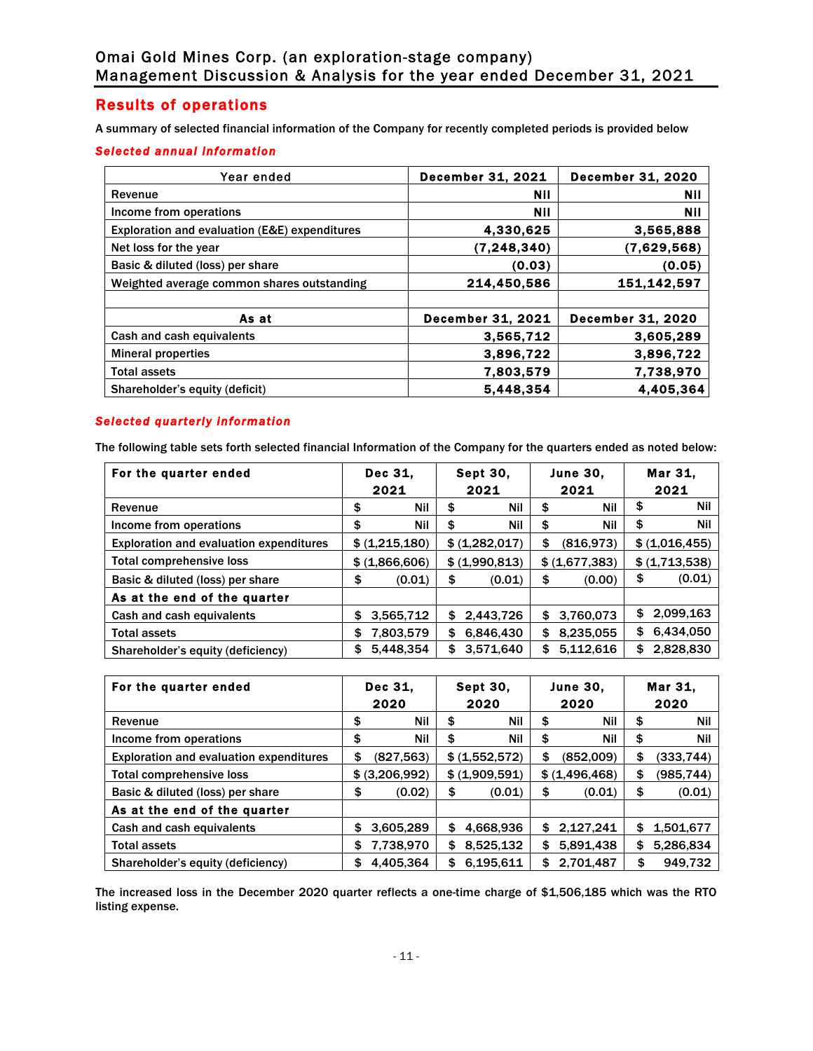## Results of operations

A summary of selected financial information of the Company for recently completed periods is provided below

### *Selected annual information*

| Year ended | December 31, 2021 | December 31, 2020 |
|---|---|---|
| Revenue | Nil | Nil |
| Income from operations | Nil | Nil |
| Exploration and evaluation (E&E) expenditures | 4,330,625 | 3,565,888 |
| Net loss for the year | (7,248,340) | (7,629,568) |
| Basic & diluted (loss) per share | (0.03) | (0.05) |
| Weighted average common shares outstanding | 214,450,586 | 151,142,597 |
| | | |
| **As at** | **December 31, 2021** | **December 31, 2020** |
| Cash and cash equivalents | 3,565,712 | 3,605,289 |
| Mineral properties | 3,896,722 | 3,896,722 |
| Total assets | 7,803,579 | 7,738,970 |
| Shareholder's equity (deficit) | 5,448,354 | 4,405,364 |

### *Selected quarterly information*

The following table sets forth selected financial Information of the Company for the quarters ended as noted below:

| For the quarter ended | Dec 31, 2021 | Sept 30, 2021 | June 30, 2021 | Mar 31, 2021 |
|---|---|---|---|---|
| Revenue | $ Nil | $ Nil | $ Nil | $ Nil |
| Income from operations | $ Nil | $ Nil | $ Nil | $ Nil |
| Exploration and evaluation expenditures | $ (1,215,180) | $ (1,282,017) | $ (816,973) | $ (1,016,455) |
| Total comprehensive loss | $ (1,866,606) | $ (1,990,813) | $ (1,677,383) | $ (1,713,538) |
| Basic & diluted (loss) per share | $ (0.01) | $ (0.01) | $ (0.00) | $ (0.01) |
| **As at the end of the quarter** | | | | |
| Cash and cash equivalents | $ 3,565,712 | $ 2,443,726 | $ 3,760,073 | $ 2,099,163 |
| Total assets | $ 7,803,579 | $ 6,846,430 | $ 8,235,055 | $ 6,434,050 |
| Shareholder's equity (deficiency) | $ 5,448,354 | $ 3,571,640 | $ 5,112,616 | $ 2,828,830 |

| For the quarter ended | Dec 31, 2020 | Sept 30, 2020 | June 30, 2020 | Mar 31, 2020 |
|---|---|---|---|---|
| Revenue | $ Nil | $ Nil | $ Nil | $ Nil |
| Income from operations | $ Nil | $ Nil | $ Nil | $ Nil |
| Exploration and evaluation expenditures | $ (827,563) | $ (1,552,572) | $ (852,009) | $ (333,744) |
| Total comprehensive loss | $ (3,206,992) | $ (1,909,591) | $ (1,496,468) | $ (985,744) |
| Basic & diluted (loss) per share | $ (0.02) | $ (0.01) | $ (0.01) | $ (0.01) |
| **As at the end of the quarter** | | | | |
| Cash and cash equivalents | $ 3,605,289 | $ 4,668,936 | $ 2,127,241 | $ 1,501,677 |
| Total assets | $ 7,738,970 | $ 8,525,132 | $ 5,891,438 | $ 5,286,834 |
| Shareholder's equity (deficiency) | $ 4,405,364 | $ 6,195,611 | $ 2,701,487 | $ 949,732 |

The increased loss in the December 2020 quarter reflects a one-time charge of $1,506,185 which was the RTO listing expense.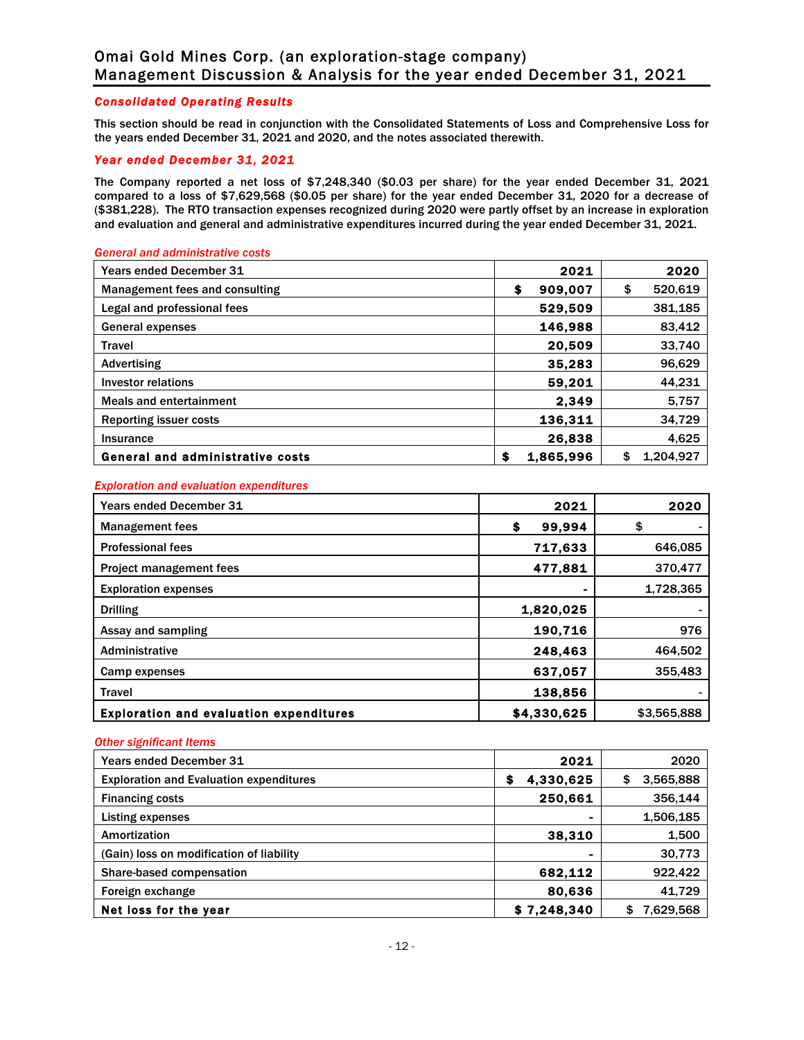## Consolidated Operating Results

**This section should be read in conjunction with the Consolidated Statements of Loss and Comprehensive Loss for the years ended December 31, 2021 and 2020, and the notes associated therewith.**

### Year ended December 31, 2021

**The Company reported a net loss of $7,248,340 ($0.03 per share) for the year ended December 31, 2021 compared to a loss of $7,629,568 ($0.05 per share) for the year ended December 31, 2020 for a decrease of ($381,228). The RTO transaction expenses recognized during 2020 were partly offset by an increase in exploration and evaluation and general and administrative expenditures incurred during the year ended December 31, 2021.**

*General and administrative costs*

| Years ended December 31 | 2021 | 2020 |
|---|---|---|
| Management fees and consulting | **$ 909,007** | $ 520,619 |
| Legal and professional fees | **529,509** | 381,185 |
| General expenses | **146,988** | 83,412 |
| Travel | **20,509** | 33,740 |
| Advertising | **35,283** | 96,629 |
| Investor relations | **59,201** | 44,231 |
| Meals and entertainment | **2,349** | 5,757 |
| Reporting issuer costs | **136,311** | 34,729 |
| Insurance | **26,838** | 4,625 |
| **General and administrative costs** | **$ 1,865,996** | $ 1,204,927 |

*Exploration and evaluation expenditures*

| Years ended December 31 | 2021 | 2020 |
|---|---|---|
| Management fees | **$ 99,994** | $ - |
| Professional fees | **717,633** | 646,085 |
| Project management fees | **477,881** | 370,477 |
| Exploration expenses | **-** | 1,728,365 |
| Drilling | **1,820,025** | - |
| Assay and sampling | **190,716** | 976 |
| Administrative | **248,463** | 464,502 |
| Camp expenses | **637,057** | 355,483 |
| Travel | **138,856** | - |
| **Exploration and evaluation expenditures** | **$4,330,625** | $3,565,888 |

*Other significant Items*

| Years ended December 31 | 2021 | 2020 |
|---|---|---|
| Exploration and Evaluation expenditures | **$ 4,330,625** | $ 3,565,888 |
| Financing costs | **250,661** | 356,144 |
| Listing expenses | **-** | 1,506,185 |
| Amortization | **38,310** | 1,500 |
| (Gain) loss on modification of liability | **-** | 30,773 |
| Share-based compensation | **682,112** | 922,422 |
| Foreign exchange | **80,636** | 41,729 |
| **Net loss for the year** | **$ 7,248,340** | $ 7,629,568 |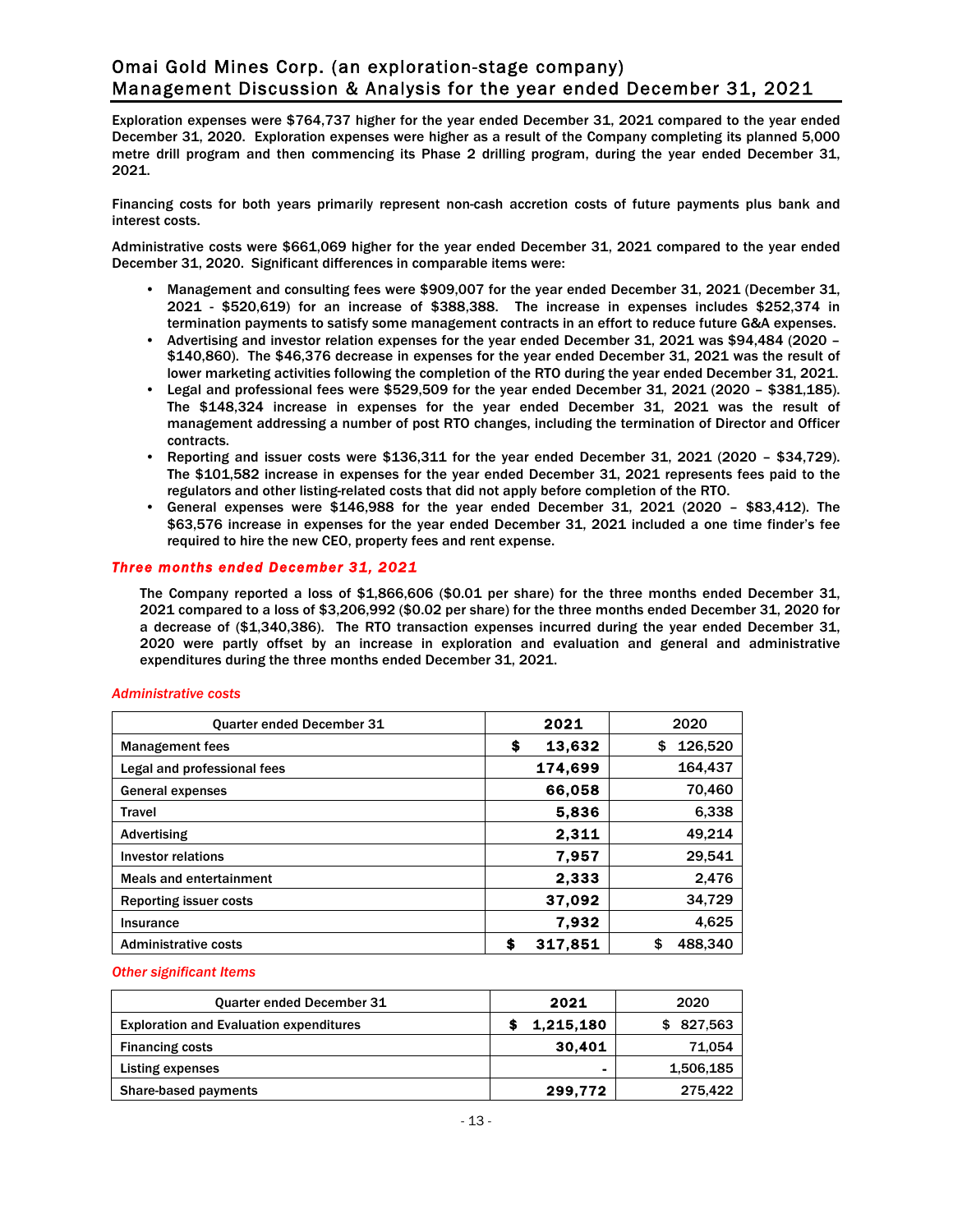Exploration expenses were $764,737 higher for the year ended December 31, 2021 compared to the year ended December 31, 2020. Exploration expenses were higher as a result of the Company completing its planned 5,000 metre drill program and then commencing its Phase 2 drilling program, during the year ended December 31, 2021.

Financing costs for both years primarily represent non-cash accretion costs of future payments plus bank and interest costs.

Administrative costs were $661,069 higher for the year ended December 31, 2021 compared to the year ended December 31, 2020. Significant differences in comparable items were:

- Management and consulting fees were $909,007 for the year ended December 31, 2021 (December 31, 2021 - $520,619) for an increase of $388,388. The increase in expenses includes $252,374 in termination payments to satisfy some management contracts in an effort to reduce future G&A expenses.
- Advertising and investor relation expenses for the year ended December 31, 2021 was $94,484 (2020 – $140,860). The $46,376 decrease in expenses for the year ended December 31, 2021 was the result of lower marketing activities following the completion of the RTO during the year ended December 31, 2021.
- Legal and professional fees were $529,509 for the year ended December 31, 2021 (2020 – $381,185). The $148,324 increase in expenses for the year ended December 31, 2021 was the result of management addressing a number of post RTO changes, including the termination of Director and Officer contracts.
- Reporting and issuer costs were $136,311 for the year ended December 31, 2021 (2020 – $34,729). The $101,582 increase in expenses for the year ended December 31, 2021 represents fees paid to the regulators and other listing-related costs that did not apply before completion of the RTO.
- General expenses were $146,988 for the year ended December 31, 2021 (2020 – $83,412). The $63,576 increase in expenses for the year ended December 31, 2021 included a one time finder's fee required to hire the new CEO, property fees and rent expense.

### *Three months ended December 31, 2021*

The Company reported a loss of $1,866,606 ($0.01 per share) for the three months ended December 31, 2021 compared to a loss of $3,206,992 ($0.02 per share) for the three months ended December 31, 2020 for a decrease of ($1,340,386). The RTO transaction expenses incurred during the year ended December 31, 2020 were partly offset by an increase in exploration and evaluation and general and administrative expenditures during the three months ended December 31, 2021.

#### *Administrative costs*

| Quarter ended December 31 | 2021 | 2020 |
|---|---|---|
| Management fees | $ 13,632 | $ 126,520 |
| Legal and professional fees | 174,699 | 164,437 |
| General expenses | 66,058 | 70,460 |
| Travel | 5,836 | 6,338 |
| Advertising | 2,311 | 49,214 |
| Investor relations | 7,957 | 29,541 |
| Meals and entertainment | 2,333 | 2,476 |
| Reporting issuer costs | 37,092 | 34,729 |
| Insurance | 7,932 | 4,625 |
| Administrative costs | $ 317,851 | $ 488,340 |

#### *Other significant Items*

| Quarter ended December 31 | 2021 | 2020 |
|---|---|---|
| Exploration and Evaluation expenditures | $ 1,215,180 | $ 827,563 |
| Financing costs | 30,401 | 71,054 |
| Listing expenses | - | 1,506,185 |
| Share-based payments | 299,772 | 275,422 |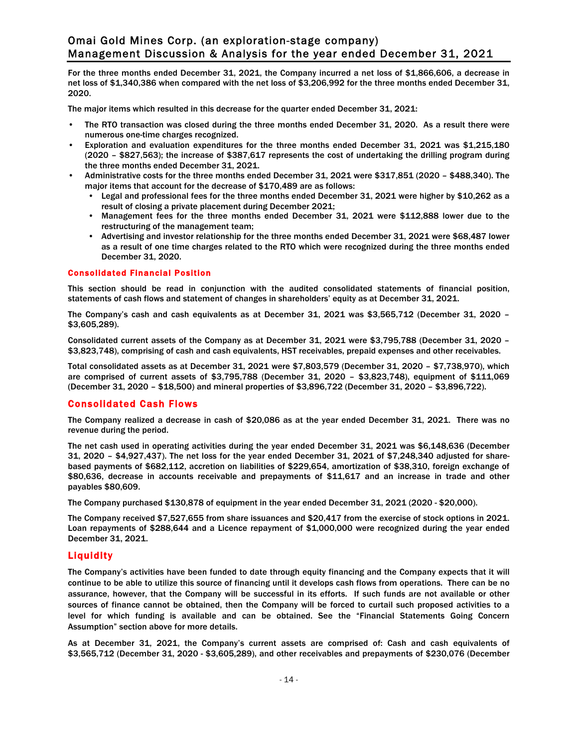For the three months ended December 31, 2021, the Company incurred a net loss of $1,866,606, a decrease in net loss of $1,340,386 when compared with the net loss of $3,206,992 for the three months ended December 31, 2020.

The major items which resulted in this decrease for the quarter ended December 31, 2021:

- The RTO transaction was closed during the three months ended December 31, 2020. As a result there were numerous one-time charges recognized.
- Exploration and evaluation expenditures for the three months ended December 31, 2021 was $1,215,180 (2020 – $827,563); the increase of $387,617 represents the cost of undertaking the drilling program during the three months ended December 31, 2021.
- Administrative costs for the three months ended December 31, 2021 were $317,851 (2020 – $488,340). The major items that account for the decrease of $170,489 are as follows:
  - Legal and professional fees for the three months ended December 31, 2021 were higher by $10,262 as a result of closing a private placement during December 2021;
  - Management fees for the three months ended December 31, 2021 were $112,888 lower due to the restructuring of the management team;
  - Advertising and investor relationship for the three months ended December 31, 2021 were $68,487 lower as a result of one time charges related to the RTO which were recognized during the three months ended December 31, 2020.

### Consolidated Financial Position

This section should be read in conjunction with the audited consolidated statements of financial position, statements of cash flows and statement of changes in shareholders' equity as at December 31, 2021.

The Company's cash and cash equivalents as at December 31, 2021 was $3,565,712 (December 31, 2020 – $3,605,289).

Consolidated current assets of the Company as at December 31, 2021 were $3,795,788 (December 31, 2020 – $3,823,748), comprising of cash and cash equivalents, HST receivables, prepaid expenses and other receivables.

Total consolidated assets as at December 31, 2021 were $7,803,579 (December 31, 2020 – $7,738,970), which are comprised of current assets of $3,795,788 (December 31, 2020 – $3,823,748), equipment of $111,069 (December 31, 2020 – $18,500) and mineral properties of $3,896,722 (December 31, 2020 – $3,896,722).

## Consolidated Cash Flows

The Company realized a decrease in cash of $20,086 as at the year ended December 31, 2021. There was no revenue during the period.

The net cash used in operating activities during the year ended December 31, 2021 was $6,148,636 (December 31, 2020 – $4,927,437). The net loss for the year ended December 31, 2021 of $7,248,340 adjusted for share-based payments of $682,112, accretion on liabilities of $229,654, amortization of $38,310, foreign exchange of $80,636, decrease in accounts receivable and prepayments of $11,617 and an increase in trade and other payables $80,609.

The Company purchased $130,878 of equipment in the year ended December 31, 2021 (2020 - $20,000).

The Company received $7,527,655 from share issuances and $20,417 from the exercise of stock options in 2021. Loan repayments of $288,644 and a Licence repayment of $1,000,000 were recognized during the year ended December 31, 2021.

## Liquidity

The Company's activities have been funded to date through equity financing and the Company expects that it will continue to be able to utilize this source of financing until it develops cash flows from operations. There can be no assurance, however, that the Company will be successful in its efforts. If such funds are not available or other sources of finance cannot be obtained, then the Company will be forced to curtail such proposed activities to a level for which funding is available and can be obtained. See the "Financial Statements Going Concern Assumption" section above for more details.

As at December 31, 2021, the Company's current assets are comprised of: Cash and cash equivalents of $3,565,712 (December 31, 2020 - $3,605,289), and other receivables and prepayments of $230,076 (December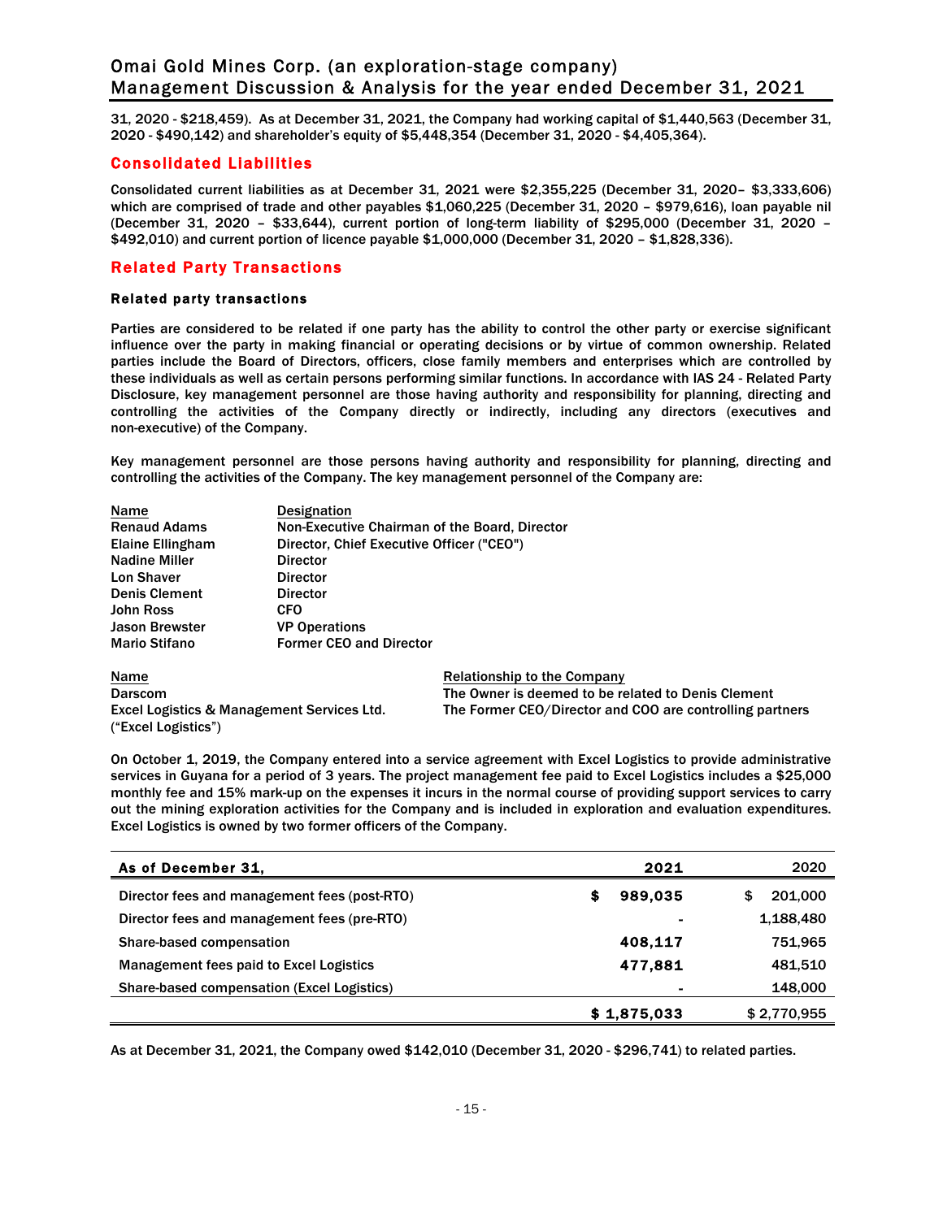31, 2020 - $218,459). As at December 31, 2021, the Company had working capital of $1,440,563 (December 31, 2020 - $490,142) and shareholder's equity of $5,448,354 (December 31, 2020 - $4,405,364).

## Consolidated Liabilities

Consolidated current liabilities as at December 31, 2021 were $2,355,225 (December 31, 2020– $3,333,606) which are comprised of trade and other payables $1,060,225 (December 31, 2020 – $979,616), loan payable nil (December 31, 2020 – $33,644), current portion of long-term liability of $295,000 (December 31, 2020 – $492,010) and current portion of licence payable $1,000,000 (December 31, 2020 – $1,828,336).

## Related Party Transactions

### Related party transactions

Parties are considered to be related if one party has the ability to control the other party or exercise significant influence over the party in making financial or operating decisions or by virtue of common ownership. Related parties include the Board of Directors, officers, close family members and enterprises which are controlled by these individuals as well as certain persons performing similar functions. In accordance with IAS 24 - Related Party Disclosure, key management personnel are those having authority and responsibility for planning, directing and controlling the activities of the Company directly or indirectly, including any directors (executives and non-executive) of the Company.

Key management personnel are those persons having authority and responsibility for planning, directing and controlling the activities of the Company. The key management personnel of the Company are:

| Name | Designation |
|---|---|
| Renaud Adams | Non-Executive Chairman of the Board, Director |
| Elaine Ellingham | Director, Chief Executive Officer ("CEO") |
| Nadine Miller | Director |
| Lon Shaver | Director |
| Denis Clement | Director |
| John Ross | CFO |
| Jason Brewster | VP Operations |
| Mario Stifano | Former CEO and Director |

| Name | Relationship to the Company |
|---|---|
| Darscom | The Owner is deemed to be related to Denis Clement |
| Excel Logistics & Management Services Ltd. ("Excel Logistics") | The Former CEO/Director and COO are controlling partners |

On October 1, 2019, the Company entered into a service agreement with Excel Logistics to provide administrative services in Guyana for a period of 3 years. The project management fee paid to Excel Logistics includes a $25,000 monthly fee and 15% mark-up on the expenses it incurs in the normal course of providing support services to carry out the mining exploration activities for the Company and is included in exploration and evaluation expenditures. Excel Logistics is owned by two former officers of the Company.

| As of December 31, | 2021 | 2020 |
|---|---|---|
| Director fees and management fees (post-RTO) | $ 989,035 | $ 201,000 |
| Director fees and management fees (pre-RTO) | - | 1,188,480 |
| Share-based compensation | 408,117 | 751,965 |
| Management fees paid to Excel Logistics | 477,881 | 481,510 |
| Share-based compensation (Excel Logistics) | - | 148,000 |
| | $ 1,875,033 | $ 2,770,955 |

As at December 31, 2021, the Company owed $142,010 (December 31, 2020 - $296,741) to related parties.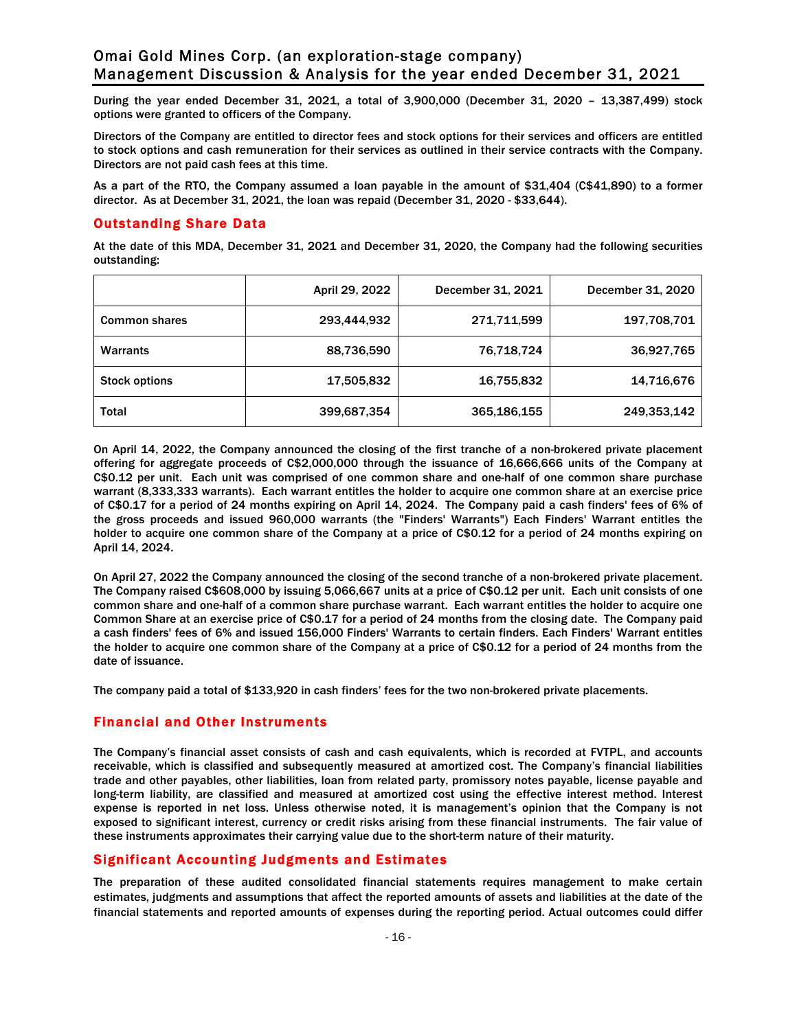During the year ended December 31, 2021, a total of 3,900,000 (December 31, 2020 – 13,387,499) stock options were granted to officers of the Company.

Directors of the Company are entitled to director fees and stock options for their services and officers are entitled to stock options and cash remuneration for their services as outlined in their service contracts with the Company. Directors are not paid cash fees at this time.

As a part of the RTO, the Company assumed a loan payable in the amount of $31,404 (C$41,890) to a former director. As at December 31, 2021, the loan was repaid (December 31, 2020 - $33,644).

## Outstanding Share Data

At the date of this MDA, December 31, 2021 and December 31, 2020, the Company had the following securities outstanding:

| | April 29, 2022 | December 31, 2021 | December 31, 2020 |
|---|---|---|---|
| Common shares | 293,444,932 | 271,711,599 | 197,708,701 |
| Warrants | 88,736,590 | 76,718,724 | 36,927,765 |
| Stock options | 17,505,832 | 16,755,832 | 14,716,676 |
| Total | 399,687,354 | 365,186,155 | 249,353,142 |

On April 14, 2022, the Company announced the closing of the first tranche of a non-brokered private placement offering for aggregate proceeds of C$2,000,000 through the issuance of 16,666,666 units of the Company at C$0.12 per unit. Each unit was comprised of one common share and one-half of one common share purchase warrant (8,333,333 warrants). Each warrant entitles the holder to acquire one common share at an exercise price of C$0.17 for a period of 24 months expiring on April 14, 2024. The Company paid a cash finders' fees of 6% of the gross proceeds and issued 960,000 warrants (the "Finders' Warrants") Each Finders' Warrant entitles the holder to acquire one common share of the Company at a price of C$0.12 for a period of 24 months expiring on April 14, 2024.

On April 27, 2022 the Company announced the closing of the second tranche of a non-brokered private placement. The Company raised C$608,000 by issuing 5,066,667 units at a price of C$0.12 per unit. Each unit consists of one common share and one-half of a common share purchase warrant. Each warrant entitles the holder to acquire one Common Share at an exercise price of C$0.17 for a period of 24 months from the closing date. The Company paid a cash finders' fees of 6% and issued 156,000 Finders' Warrants to certain finders. Each Finders' Warrant entitles the holder to acquire one common share of the Company at a price of C$0.12 for a period of 24 months from the date of issuance.

The company paid a total of $133,920 in cash finders' fees for the two non-brokered private placements.

## Financial and Other Instruments

The Company's financial asset consists of cash and cash equivalents, which is recorded at FVTPL, and accounts receivable, which is classified and subsequently measured at amortized cost. The Company's financial liabilities trade and other payables, other liabilities, loan from related party, promissory notes payable, license payable and long-term liability, are classified and measured at amortized cost using the effective interest method. Interest expense is reported in net loss. Unless otherwise noted, it is management's opinion that the Company is not exposed to significant interest, currency or credit risks arising from these financial instruments. The fair value of these instruments approximates their carrying value due to the short-term nature of their maturity.

## Significant Accounting Judgments and Estimates

The preparation of these audited consolidated financial statements requires management to make certain estimates, judgments and assumptions that affect the reported amounts of assets and liabilities at the date of the financial statements and reported amounts of expenses during the reporting period. Actual outcomes could differ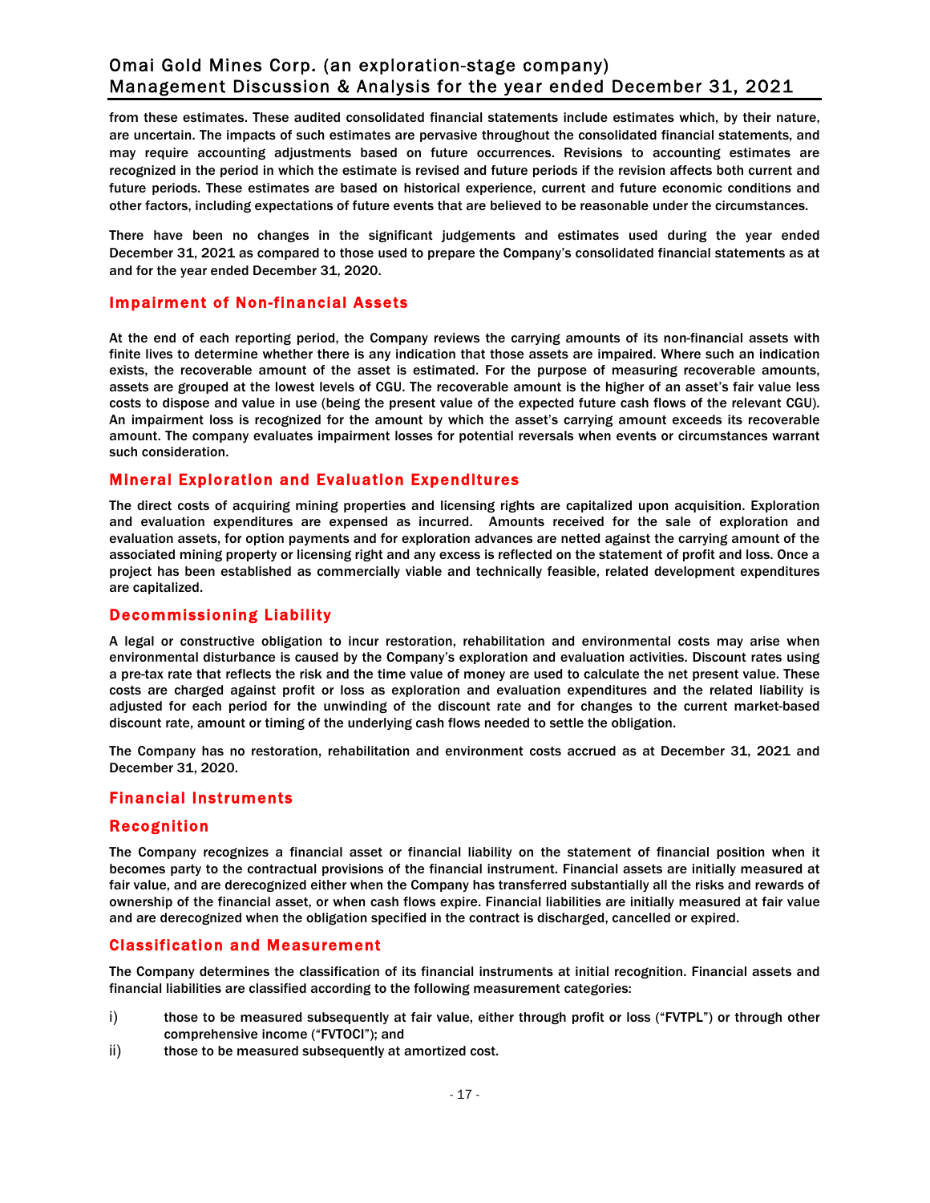from these estimates. These audited consolidated financial statements include estimates which, by their nature, are uncertain. The impacts of such estimates are pervasive throughout the consolidated financial statements, and may require accounting adjustments based on future occurrences. Revisions to accounting estimates are recognized in the period in which the estimate is revised and future periods if the revision affects both current and future periods. These estimates are based on historical experience, current and future economic conditions and other factors, including expectations of future events that are believed to be reasonable under the circumstances.

There have been no changes in the significant judgements and estimates used during the year ended December 31, 2021 as compared to those used to prepare the Company's consolidated financial statements as at and for the year ended December 31, 2020.

## Impairment of Non-financial Assets

At the end of each reporting period, the Company reviews the carrying amounts of its non-financial assets with finite lives to determine whether there is any indication that those assets are impaired. Where such an indication exists, the recoverable amount of the asset is estimated. For the purpose of measuring recoverable amounts, assets are grouped at the lowest levels of CGU. The recoverable amount is the higher of an asset's fair value less costs to dispose and value in use (being the present value of the expected future cash flows of the relevant CGU). An impairment loss is recognized for the amount by which the asset's carrying amount exceeds its recoverable amount. The company evaluates impairment losses for potential reversals when events or circumstances warrant such consideration.

## Mineral Exploration and Evaluation Expenditures

The direct costs of acquiring mining properties and licensing rights are capitalized upon acquisition. Exploration and evaluation expenditures are expensed as incurred. Amounts received for the sale of exploration and evaluation assets, for option payments and for exploration advances are netted against the carrying amount of the associated mining property or licensing right and any excess is reflected on the statement of profit and loss. Once a project has been established as commercially viable and technically feasible, related development expenditures are capitalized.

## Decommissioning Liability

A legal or constructive obligation to incur restoration, rehabilitation and environmental costs may arise when environmental disturbance is caused by the Company's exploration and evaluation activities. Discount rates using a pre-tax rate that reflects the risk and the time value of money are used to calculate the net present value. These costs are charged against profit or loss as exploration and evaluation expenditures and the related liability is adjusted for each period for the unwinding of the discount rate and for changes to the current market-based discount rate, amount or timing of the underlying cash flows needed to settle the obligation.

The Company has no restoration, rehabilitation and environment costs accrued as at December 31, 2021 and December 31, 2020.

## Financial Instruments

### Recognition

The Company recognizes a financial asset or financial liability on the statement of financial position when it becomes party to the contractual provisions of the financial instrument. Financial assets are initially measured at fair value, and are derecognized either when the Company has transferred substantially all the risks and rewards of ownership of the financial asset, or when cash flows expire. Financial liabilities are initially measured at fair value and are derecognized when the obligation specified in the contract is discharged, cancelled or expired.

### Classification and Measurement

The Company determines the classification of its financial instruments at initial recognition. Financial assets and financial liabilities are classified according to the following measurement categories:

i) those to be measured subsequently at fair value, either through profit or loss ("FVTPL") or through other comprehensive income ("FVTOCI"); and
ii) those to be measured subsequently at amortized cost.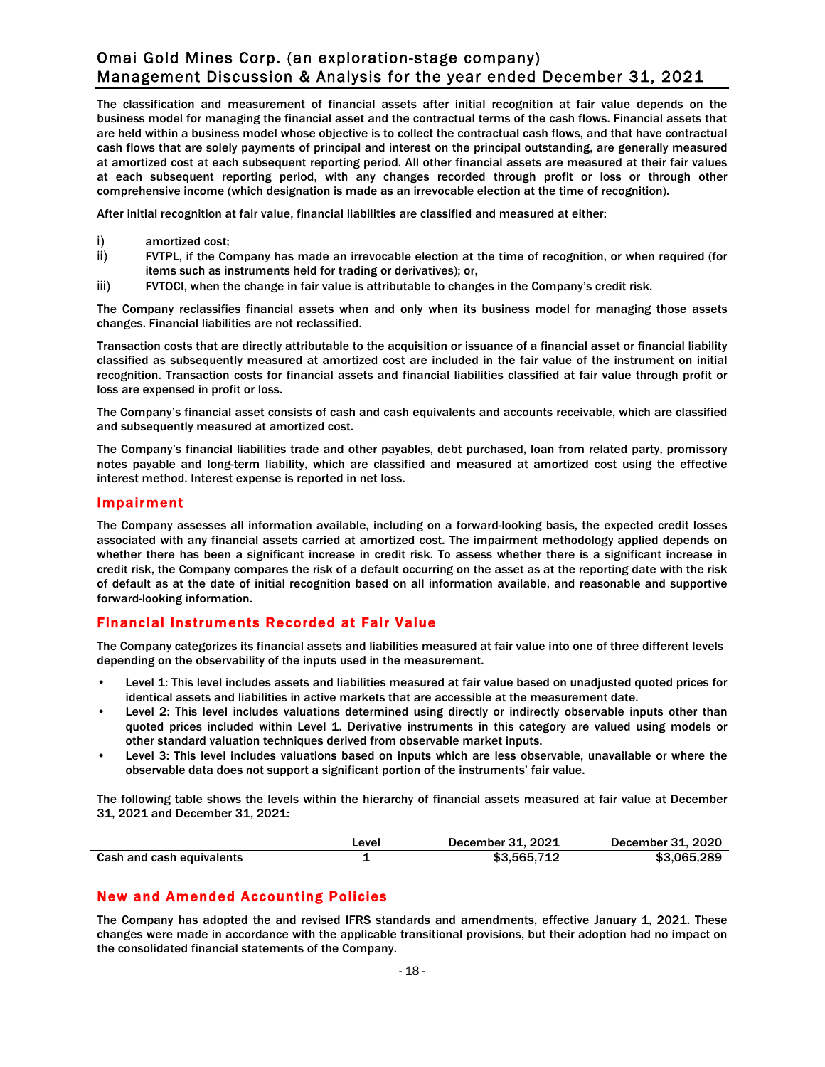The classification and measurement of financial assets after initial recognition at fair value depends on the business model for managing the financial asset and the contractual terms of the cash flows. Financial assets that are held within a business model whose objective is to collect the contractual cash flows, and that have contractual cash flows that are solely payments of principal and interest on the principal outstanding, are generally measured at amortized cost at each subsequent reporting period. All other financial assets are measured at their fair values at each subsequent reporting period, with any changes recorded through profit or loss or through other comprehensive income (which designation is made as an irrevocable election at the time of recognition).

After initial recognition at fair value, financial liabilities are classified and measured at either:

i) amortized cost;
ii) FVTPL, if the Company has made an irrevocable election at the time of recognition, or when required (for items such as instruments held for trading or derivatives); or,
iii) FVTOCI, when the change in fair value is attributable to changes in the Company's credit risk.

The Company reclassifies financial assets when and only when its business model for managing those assets changes. Financial liabilities are not reclassified.

Transaction costs that are directly attributable to the acquisition or issuance of a financial asset or financial liability classified as subsequently measured at amortized cost are included in the fair value of the instrument on initial recognition. Transaction costs for financial assets and financial liabilities classified at fair value through profit or loss are expensed in profit or loss.

The Company's financial asset consists of cash and cash equivalents and accounts receivable, which are classified and subsequently measured at amortized cost.

The Company's financial liabilities trade and other payables, debt purchased, loan from related party, promissory notes payable and long-term liability, which are classified and measured at amortized cost using the effective interest method. Interest expense is reported in net loss.

## Impairment

The Company assesses all information available, including on a forward-looking basis, the expected credit losses associated with any financial assets carried at amortized cost. The impairment methodology applied depends on whether there has been a significant increase in credit risk. To assess whether there is a significant increase in credit risk, the Company compares the risk of a default occurring on the asset as at the reporting date with the risk of default as at the date of initial recognition based on all information available, and reasonable and supportive forward-looking information.

## Financial Instruments Recorded at Fair Value

The Company categorizes its financial assets and liabilities measured at fair value into one of three different levels depending on the observability of the inputs used in the measurement.

- Level 1: This level includes assets and liabilities measured at fair value based on unadjusted quoted prices for identical assets and liabilities in active markets that are accessible at the measurement date.
- Level 2: This level includes valuations determined using directly or indirectly observable inputs other than quoted prices included within Level 1. Derivative instruments in this category are valued using models or other standard valuation techniques derived from observable market inputs.
- Level 3: This level includes valuations based on inputs which are less observable, unavailable or where the observable data does not support a significant portion of the instruments' fair value.

The following table shows the levels within the hierarchy of financial assets measured at fair value at December 31, 2021 and December 31, 2021:

| | Level | December 31, 2021 | December 31, 2020 |
|---|---|---|---|
| Cash and cash equivalents | 1 | $3,565,712 | $3,065,289 |

## New and Amended Accounting Policies

The Company has adopted the and revised IFRS standards and amendments, effective January 1, 2021. These changes were made in accordance with the applicable transitional provisions, but their adoption had no impact on the consolidated financial statements of the Company.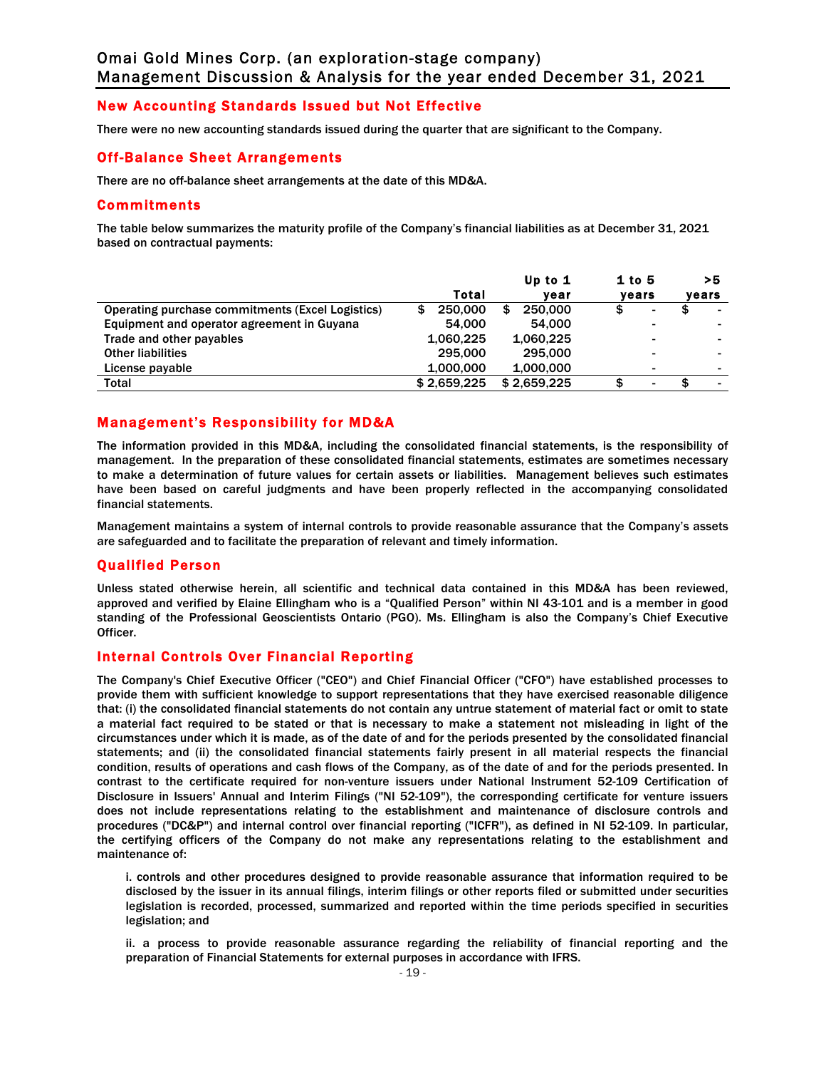## New Accounting Standards Issued but Not Effective

There were no new accounting standards issued during the quarter that are significant to the Company.

## Off-Balance Sheet Arrangements

There are no off-balance sheet arrangements at the date of this MD&A.

## Commitments

The table below summarizes the maturity profile of the Company's financial liabilities as at December 31, 2021 based on contractual payments:

| | Total | Up to 1 year | 1 to 5 years | >5 years |
|---|---|---|---|---|
| Operating purchase commitments (Excel Logistics) | $ 250,000 | $ 250,000 | $ - | $ - |
| Equipment and operator agreement in Guyana | 54,000 | 54,000 | - | - |
| Trade and other payables | 1,060,225 | 1,060,225 | - | - |
| Other liabilities | 295,000 | 295,000 | - | - |
| License payable | 1,000,000 | 1,000,000 | - | - |
| Total | $ 2,659,225 | $ 2,659,225 | $ - | $ - |

## Management's Responsibility for MD&A

The information provided in this MD&A, including the consolidated financial statements, is the responsibility of management. In the preparation of these consolidated financial statements, estimates are sometimes necessary to make a determination of future values for certain assets or liabilities. Management believes such estimates have been based on careful judgments and have been properly reflected in the accompanying consolidated financial statements.

Management maintains a system of internal controls to provide reasonable assurance that the Company's assets are safeguarded and to facilitate the preparation of relevant and timely information.

## Qualified Person

Unless stated otherwise herein, all scientific and technical data contained in this MD&A has been reviewed, approved and verified by Elaine Ellingham who is a "Qualified Person" within NI 43-101 and is a member in good standing of the Professional Geoscientists Ontario (PGO). Ms. Ellingham is also the Company's Chief Executive Officer.

## Internal Controls Over Financial Reporting

The Company's Chief Executive Officer ("CEO") and Chief Financial Officer ("CFO") have established processes to provide them with sufficient knowledge to support representations that they have exercised reasonable diligence that: (i) the consolidated financial statements do not contain any untrue statement of material fact or omit to state a material fact required to be stated or that is necessary to make a statement not misleading in light of the circumstances under which it is made, as of the date of and for the periods presented by the consolidated financial statements; and (ii) the consolidated financial statements fairly present in all material respects the financial condition, results of operations and cash flows of the Company, as of the date of and for the periods presented. In contrast to the certificate required for non-venture issuers under National Instrument 52-109 Certification of Disclosure in Issuers' Annual and Interim Filings ("NI 52-109"), the corresponding certificate for venture issuers does not include representations relating to the establishment and maintenance of disclosure controls and procedures ("DC&P") and internal control over financial reporting ("ICFR"), as defined in NI 52-109. In particular, the certifying officers of the Company do not make any representations relating to the establishment and maintenance of:

i. controls and other procedures designed to provide reasonable assurance that information required to be disclosed by the issuer in its annual filings, interim filings or other reports filed or submitted under securities legislation is recorded, processed, summarized and reported within the time periods specified in securities legislation; and

ii. a process to provide reasonable assurance regarding the reliability of financial reporting and the preparation of Financial Statements for external purposes in accordance with IFRS.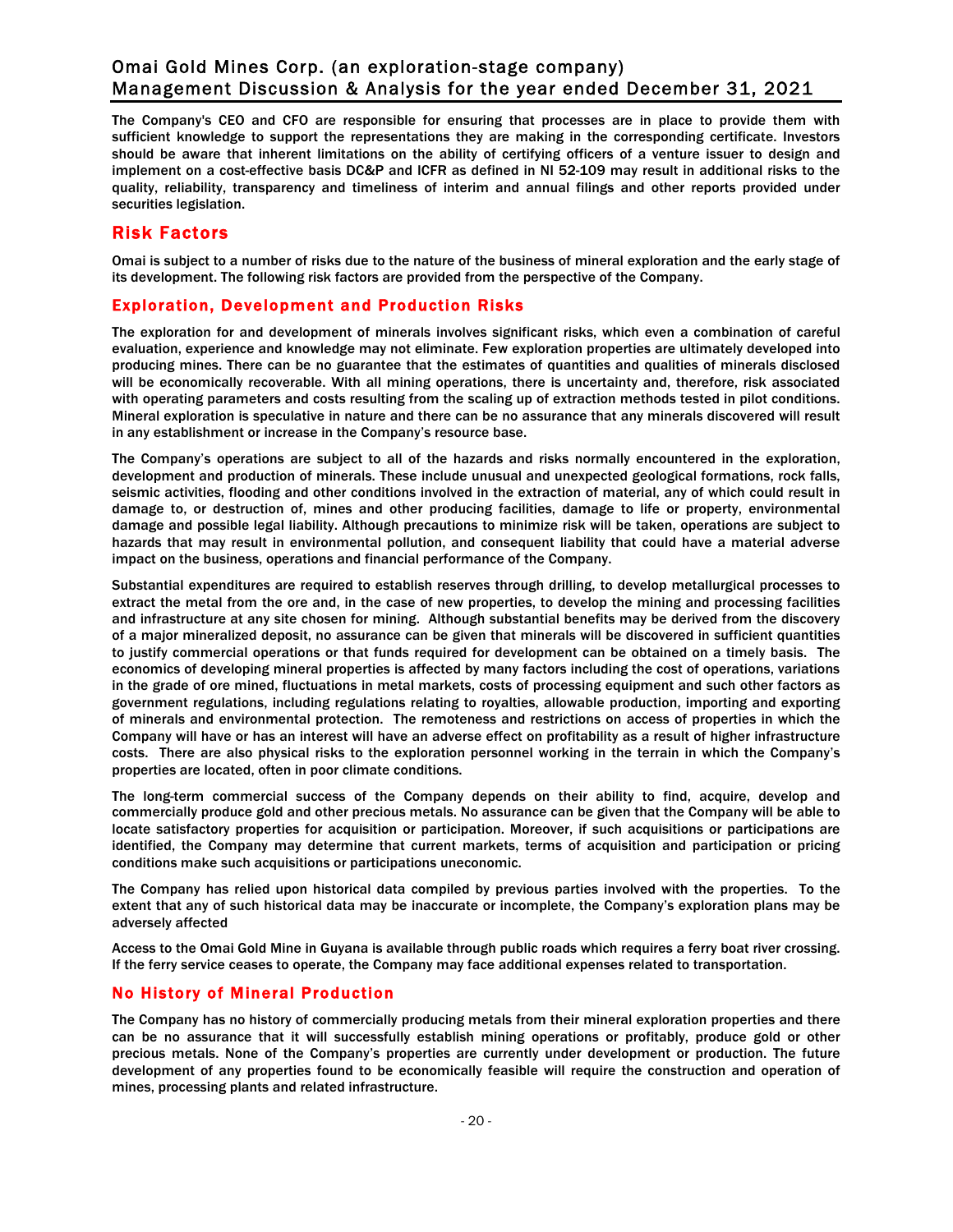The Company's CEO and CFO are responsible for ensuring that processes are in place to provide them with sufficient knowledge to support the representations they are making in the corresponding certificate. Investors should be aware that inherent limitations on the ability of certifying officers of a venture issuer to design and implement on a cost-effective basis DC&P and ICFR as defined in NI 52-109 may result in additional risks to the quality, reliability, transparency and timeliness of interim and annual filings and other reports provided under securities legislation.

## Risk Factors

Omai is subject to a number of risks due to the nature of the business of mineral exploration and the early stage of its development. The following risk factors are provided from the perspective of the Company.

### Exploration, Development and Production Risks

The exploration for and development of minerals involves significant risks, which even a combination of careful evaluation, experience and knowledge may not eliminate. Few exploration properties are ultimately developed into producing mines. There can be no guarantee that the estimates of quantities and qualities of minerals disclosed will be economically recoverable. With all mining operations, there is uncertainty and, therefore, risk associated with operating parameters and costs resulting from the scaling up of extraction methods tested in pilot conditions. Mineral exploration is speculative in nature and there can be no assurance that any minerals discovered will result in any establishment or increase in the Company's resource base.

The Company's operations are subject to all of the hazards and risks normally encountered in the exploration, development and production of minerals. These include unusual and unexpected geological formations, rock falls, seismic activities, flooding and other conditions involved in the extraction of material, any of which could result in damage to, or destruction of, mines and other producing facilities, damage to life or property, environmental damage and possible legal liability. Although precautions to minimize risk will be taken, operations are subject to hazards that may result in environmental pollution, and consequent liability that could have a material adverse impact on the business, operations and financial performance of the Company.

Substantial expenditures are required to establish reserves through drilling, to develop metallurgical processes to extract the metal from the ore and, in the case of new properties, to develop the mining and processing facilities and infrastructure at any site chosen for mining. Although substantial benefits may be derived from the discovery of a major mineralized deposit, no assurance can be given that minerals will be discovered in sufficient quantities to justify commercial operations or that funds required for development can be obtained on a timely basis. The economics of developing mineral properties is affected by many factors including the cost of operations, variations in the grade of ore mined, fluctuations in metal markets, costs of processing equipment and such other factors as government regulations, including regulations relating to royalties, allowable production, importing and exporting of minerals and environmental protection. The remoteness and restrictions on access of properties in which the Company will have or has an interest will have an adverse effect on profitability as a result of higher infrastructure costs. There are also physical risks to the exploration personnel working in the terrain in which the Company's properties are located, often in poor climate conditions.

The long-term commercial success of the Company depends on their ability to find, acquire, develop and commercially produce gold and other precious metals. No assurance can be given that the Company will be able to locate satisfactory properties for acquisition or participation. Moreover, if such acquisitions or participations are identified, the Company may determine that current markets, terms of acquisition and participation or pricing conditions make such acquisitions or participations uneconomic.

The Company has relied upon historical data compiled by previous parties involved with the properties. To the extent that any of such historical data may be inaccurate or incomplete, the Company's exploration plans may be adversely affected

Access to the Omai Gold Mine in Guyana is available through public roads which requires a ferry boat river crossing. If the ferry service ceases to operate, the Company may face additional expenses related to transportation.

### No History of Mineral Production

The Company has no history of commercially producing metals from their mineral exploration properties and there can be no assurance that it will successfully establish mining operations or profitably, produce gold or other precious metals. None of the Company's properties are currently under development or production. The future development of any properties found to be economically feasible will require the construction and operation of mines, processing plants and related infrastructure.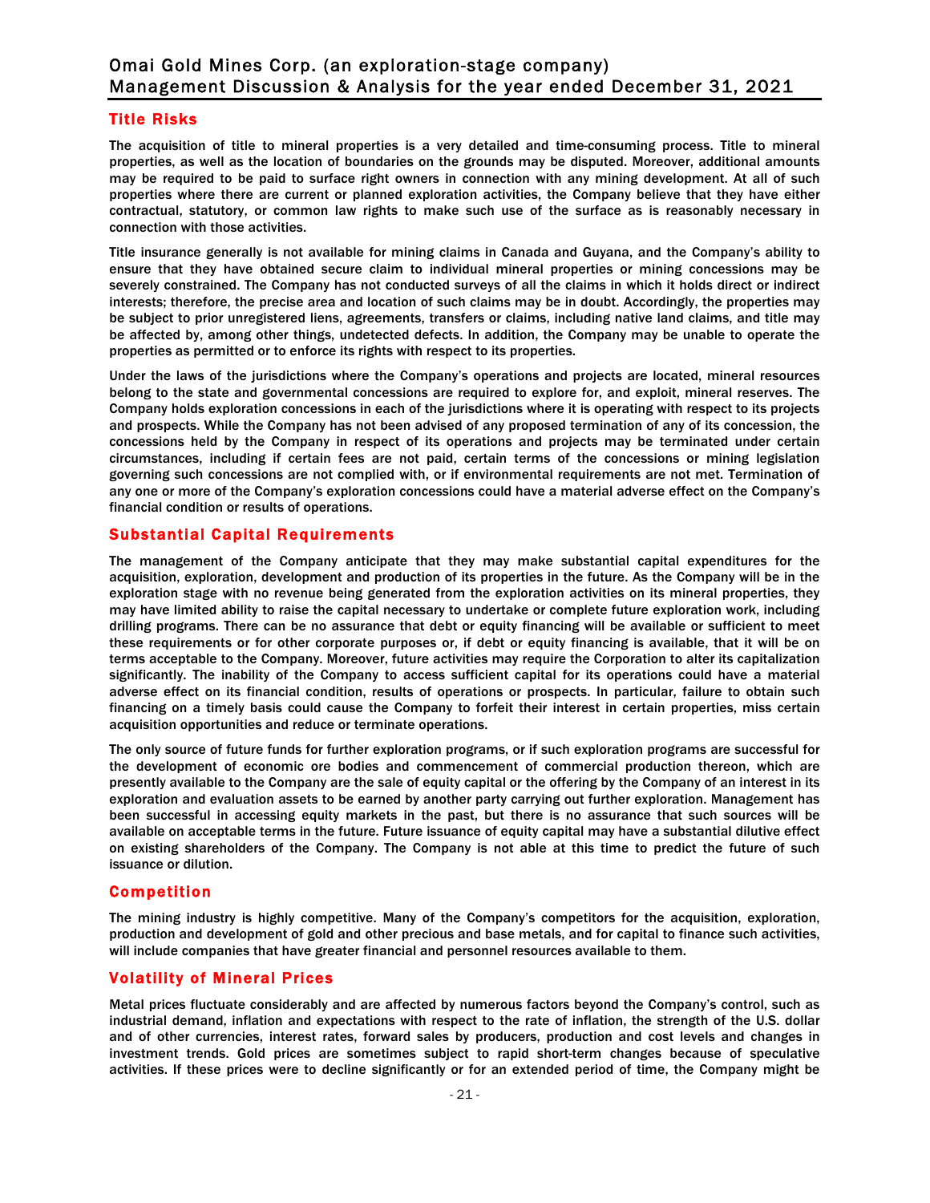## Title Risks

The acquisition of title to mineral properties is a very detailed and time-consuming process. Title to mineral properties, as well as the location of boundaries on the grounds may be disputed. Moreover, additional amounts may be required to be paid to surface right owners in connection with any mining development. At all of such properties where there are current or planned exploration activities, the Company believe that they have either contractual, statutory, or common law rights to make such use of the surface as is reasonably necessary in connection with those activities.

Title insurance generally is not available for mining claims in Canada and Guyana, and the Company's ability to ensure that they have obtained secure claim to individual mineral properties or mining concessions may be severely constrained. The Company has not conducted surveys of all the claims in which it holds direct or indirect interests; therefore, the precise area and location of such claims may be in doubt. Accordingly, the properties may be subject to prior unregistered liens, agreements, transfers or claims, including native land claims, and title may be affected by, among other things, undetected defects. In addition, the Company may be unable to operate the properties as permitted or to enforce its rights with respect to its properties.

Under the laws of the jurisdictions where the Company's operations and projects are located, mineral resources belong to the state and governmental concessions are required to explore for, and exploit, mineral reserves. The Company holds exploration concessions in each of the jurisdictions where it is operating with respect to its projects and prospects. While the Company has not been advised of any proposed termination of any of its concession, the concessions held by the Company in respect of its operations and projects may be terminated under certain circumstances, including if certain fees are not paid, certain terms of the concessions or mining legislation governing such concessions are not complied with, or if environmental requirements are not met. Termination of any one or more of the Company's exploration concessions could have a material adverse effect on the Company's financial condition or results of operations.

## Substantial Capital Requirements

The management of the Company anticipate that they may make substantial capital expenditures for the acquisition, exploration, development and production of its properties in the future. As the Company will be in the exploration stage with no revenue being generated from the exploration activities on its mineral properties, they may have limited ability to raise the capital necessary to undertake or complete future exploration work, including drilling programs. There can be no assurance that debt or equity financing will be available or sufficient to meet these requirements or for other corporate purposes or, if debt or equity financing is available, that it will be on terms acceptable to the Company. Moreover, future activities may require the Corporation to alter its capitalization significantly. The inability of the Company to access sufficient capital for its operations could have a material adverse effect on its financial condition, results of operations or prospects. In particular, failure to obtain such financing on a timely basis could cause the Company to forfeit their interest in certain properties, miss certain acquisition opportunities and reduce or terminate operations.

The only source of future funds for further exploration programs, or if such exploration programs are successful for the development of economic ore bodies and commencement of commercial production thereon, which are presently available to the Company are the sale of equity capital or the offering by the Company of an interest in its exploration and evaluation assets to be earned by another party carrying out further exploration. Management has been successful in accessing equity markets in the past, but there is no assurance that such sources will be available on acceptable terms in the future. Future issuance of equity capital may have a substantial dilutive effect on existing shareholders of the Company. The Company is not able at this time to predict the future of such issuance or dilution.

## Competition

The mining industry is highly competitive. Many of the Company's competitors for the acquisition, exploration, production and development of gold and other precious and base metals, and for capital to finance such activities, will include companies that have greater financial and personnel resources available to them.

## Volatility of Mineral Prices

Metal prices fluctuate considerably and are affected by numerous factors beyond the Company's control, such as industrial demand, inflation and expectations with respect to the rate of inflation, the strength of the U.S. dollar and of other currencies, interest rates, forward sales by producers, production and cost levels and changes in investment trends. Gold prices are sometimes subject to rapid short-term changes because of speculative activities. If these prices were to decline significantly or for an extended period of time, the Company might be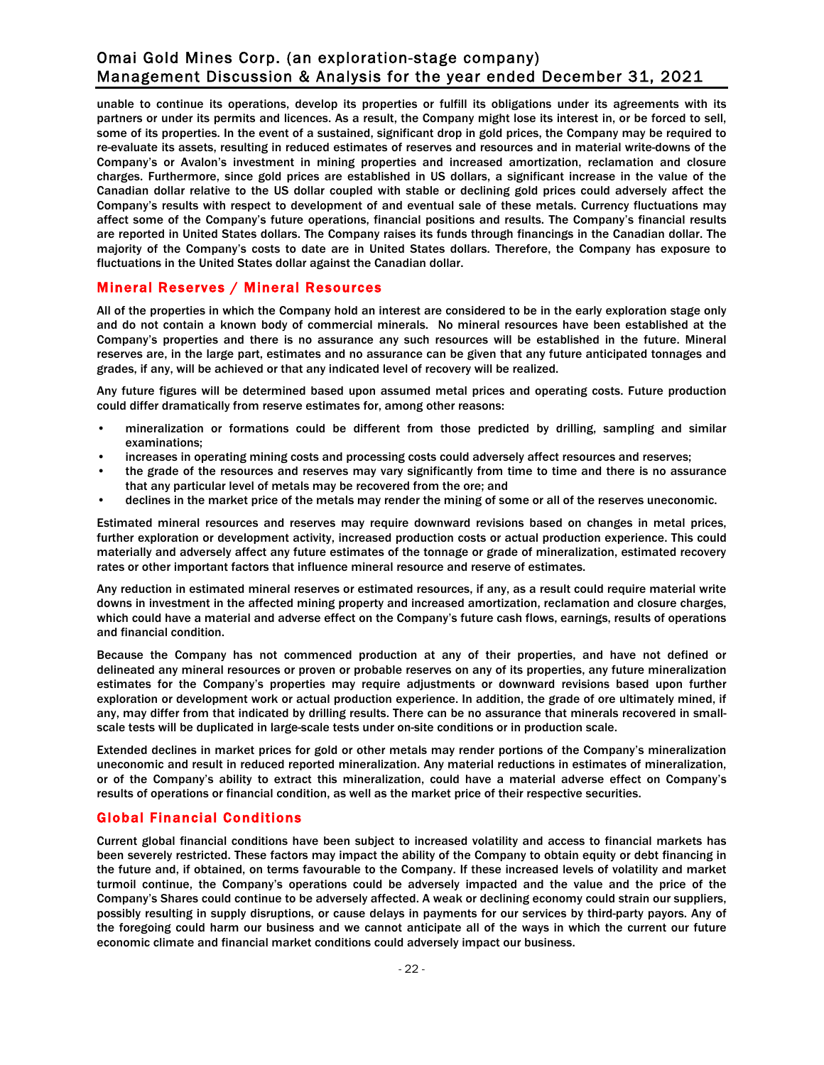unable to continue its operations, develop its properties or fulfill its obligations under its agreements with its partners or under its permits and licences. As a result, the Company might lose its interest in, or be forced to sell, some of its properties. In the event of a sustained, significant drop in gold prices, the Company may be required to re-evaluate its assets, resulting in reduced estimates of reserves and resources and in material write-downs of the Company's or Avalon's investment in mining properties and increased amortization, reclamation and closure charges. Furthermore, since gold prices are established in US dollars, a significant increase in the value of the Canadian dollar relative to the US dollar coupled with stable or declining gold prices could adversely affect the Company's results with respect to development of and eventual sale of these metals. Currency fluctuations may affect some of the Company's future operations, financial positions and results. The Company's financial results are reported in United States dollars. The Company raises its funds through financings in the Canadian dollar. The majority of the Company's costs to date are in United States dollars. Therefore, the Company has exposure to fluctuations in the United States dollar against the Canadian dollar.

## Mineral Reserves / Mineral Resources

All of the properties in which the Company hold an interest are considered to be in the early exploration stage only and do not contain a known body of commercial minerals. No mineral resources have been established at the Company's properties and there is no assurance any such resources will be established in the future. Mineral reserves are, in the large part, estimates and no assurance can be given that any future anticipated tonnages and grades, if any, will be achieved or that any indicated level of recovery will be realized.

Any future figures will be determined based upon assumed metal prices and operating costs. Future production could differ dramatically from reserve estimates for, among other reasons:

- mineralization or formations could be different from those predicted by drilling, sampling and similar examinations;
- increases in operating mining costs and processing costs could adversely affect resources and reserves;
- the grade of the resources and reserves may vary significantly from time to time and there is no assurance that any particular level of metals may be recovered from the ore; and
- declines in the market price of the metals may render the mining of some or all of the reserves uneconomic.

Estimated mineral resources and reserves may require downward revisions based on changes in metal prices, further exploration or development activity, increased production costs or actual production experience. This could materially and adversely affect any future estimates of the tonnage or grade of mineralization, estimated recovery rates or other important factors that influence mineral resource and reserve of estimates.

Any reduction in estimated mineral reserves or estimated resources, if any, as a result could require material write downs in investment in the affected mining property and increased amortization, reclamation and closure charges, which could have a material and adverse effect on the Company's future cash flows, earnings, results of operations and financial condition.

Because the Company has not commenced production at any of their properties, and have not defined or delineated any mineral resources or proven or probable reserves on any of its properties, any future mineralization estimates for the Company's properties may require adjustments or downward revisions based upon further exploration or development work or actual production experience. In addition, the grade of ore ultimately mined, if any, may differ from that indicated by drilling results. There can be no assurance that minerals recovered in small-scale tests will be duplicated in large-scale tests under on-site conditions or in production scale.

Extended declines in market prices for gold or other metals may render portions of the Company's mineralization uneconomic and result in reduced reported mineralization. Any material reductions in estimates of mineralization, or of the Company's ability to extract this mineralization, could have a material adverse effect on Company's results of operations or financial condition, as well as the market price of their respective securities.

## Global Financial Conditions

Current global financial conditions have been subject to increased volatility and access to financial markets has been severely restricted. These factors may impact the ability of the Company to obtain equity or debt financing in the future and, if obtained, on terms favourable to the Company. If these increased levels of volatility and market turmoil continue, the Company's operations could be adversely impacted and the value and the price of the Company's Shares could continue to be adversely affected. A weak or declining economy could strain our suppliers, possibly resulting in supply disruptions, or cause delays in payments for our services by third-party payors. Any of the foregoing could harm our business and we cannot anticipate all of the ways in which the current our future economic climate and financial market conditions could adversely impact our business.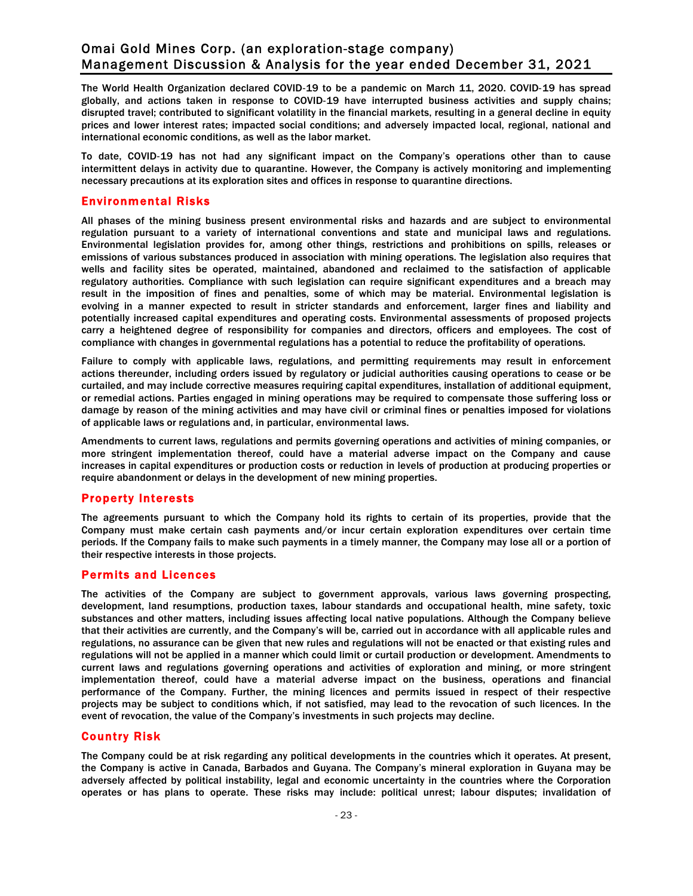The World Health Organization declared COVID-19 to be a pandemic on March 11, 2020. COVID-19 has spread globally, and actions taken in response to COVID-19 have interrupted business activities and supply chains; disrupted travel; contributed to significant volatility in the financial markets, resulting in a general decline in equity prices and lower interest rates; impacted social conditions; and adversely impacted local, regional, national and international economic conditions, as well as the labor market.

To date, COVID-19 has not had any significant impact on the Company's operations other than to cause intermittent delays in activity due to quarantine. However, the Company is actively monitoring and implementing necessary precautions at its exploration sites and offices in response to quarantine directions.

## Environmental Risks

All phases of the mining business present environmental risks and hazards and are subject to environmental regulation pursuant to a variety of international conventions and state and municipal laws and regulations. Environmental legislation provides for, among other things, restrictions and prohibitions on spills, releases or emissions of various substances produced in association with mining operations. The legislation also requires that wells and facility sites be operated, maintained, abandoned and reclaimed to the satisfaction of applicable regulatory authorities. Compliance with such legislation can require significant expenditures and a breach may result in the imposition of fines and penalties, some of which may be material. Environmental legislation is evolving in a manner expected to result in stricter standards and enforcement, larger fines and liability and potentially increased capital expenditures and operating costs. Environmental assessments of proposed projects carry a heightened degree of responsibility for companies and directors, officers and employees. The cost of compliance with changes in governmental regulations has a potential to reduce the profitability of operations.

Failure to comply with applicable laws, regulations, and permitting requirements may result in enforcement actions thereunder, including orders issued by regulatory or judicial authorities causing operations to cease or be curtailed, and may include corrective measures requiring capital expenditures, installation of additional equipment, or remedial actions. Parties engaged in mining operations may be required to compensate those suffering loss or damage by reason of the mining activities and may have civil or criminal fines or penalties imposed for violations of applicable laws or regulations and, in particular, environmental laws.

Amendments to current laws, regulations and permits governing operations and activities of mining companies, or more stringent implementation thereof, could have a material adverse impact on the Company and cause increases in capital expenditures or production costs or reduction in levels of production at producing properties or require abandonment or delays in the development of new mining properties.

## Property Interests

The agreements pursuant to which the Company hold its rights to certain of its properties, provide that the Company must make certain cash payments and/or incur certain exploration expenditures over certain time periods. If the Company fails to make such payments in a timely manner, the Company may lose all or a portion of their respective interests in those projects.

## Permits and Licences

The activities of the Company are subject to government approvals, various laws governing prospecting, development, land resumptions, production taxes, labour standards and occupational health, mine safety, toxic substances and other matters, including issues affecting local native populations. Although the Company believe that their activities are currently, and the Company's will be, carried out in accordance with all applicable rules and regulations, no assurance can be given that new rules and regulations will not be enacted or that existing rules and regulations will not be applied in a manner which could limit or curtail production or development. Amendments to current laws and regulations governing operations and activities of exploration and mining, or more stringent implementation thereof, could have a material adverse impact on the business, operations and financial performance of the Company. Further, the mining licences and permits issued in respect of their respective projects may be subject to conditions which, if not satisfied, may lead to the revocation of such licences. In the event of revocation, the value of the Company's investments in such projects may decline.

## Country Risk

The Company could be at risk regarding any political developments in the countries which it operates. At present, the Company is active in Canada, Barbados and Guyana. The Company's mineral exploration in Guyana may be adversely affected by political instability, legal and economic uncertainty in the countries where the Corporation operates or has plans to operate. These risks may include: political unrest; labour disputes; invalidation of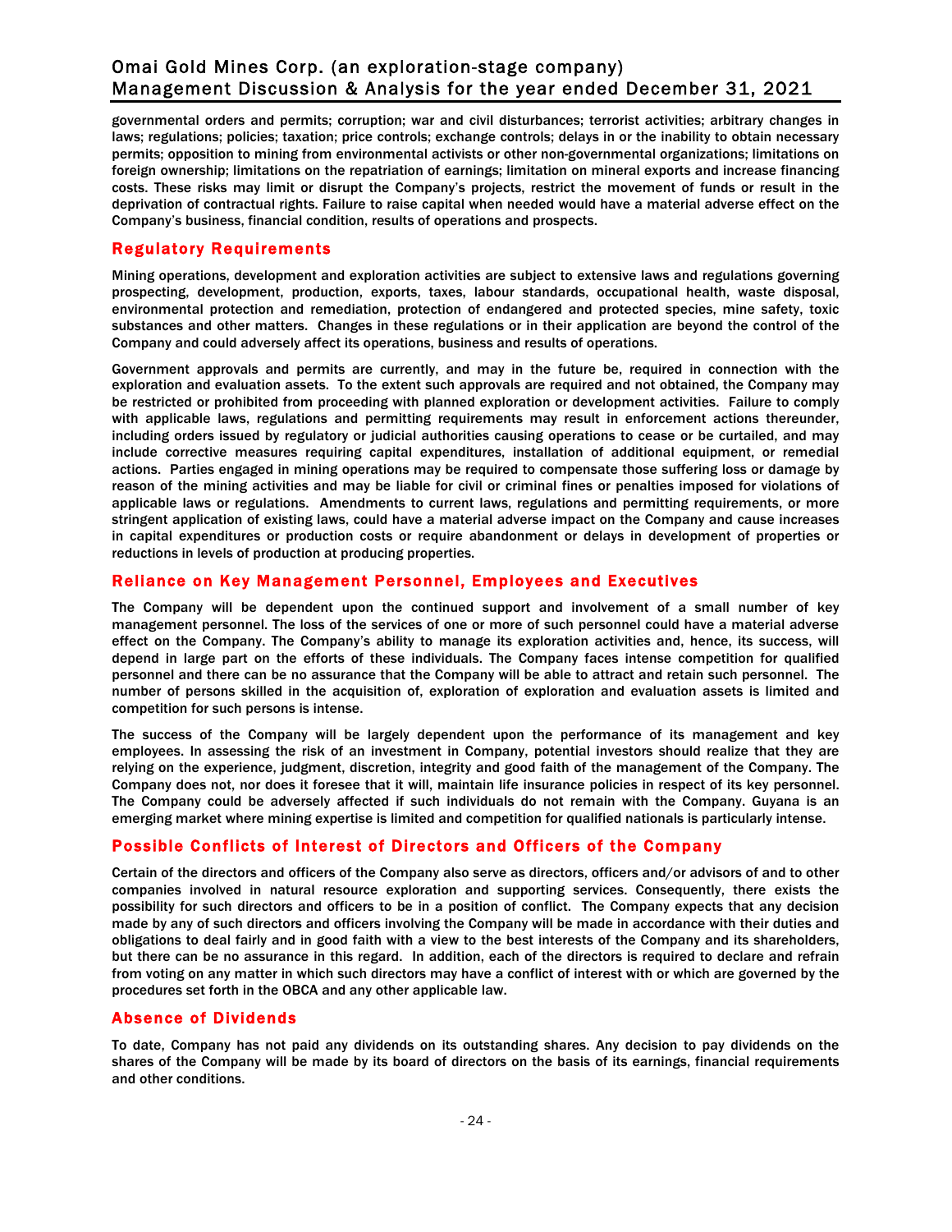governmental orders and permits; corruption; war and civil disturbances; terrorist activities; arbitrary changes in laws; regulations; policies; taxation; price controls; exchange controls; delays in or the inability to obtain necessary permits; opposition to mining from environmental activists or other non-governmental organizations; limitations on foreign ownership; limitations on the repatriation of earnings; limitation on mineral exports and increase financing costs. These risks may limit or disrupt the Company's projects, restrict the movement of funds or result in the deprivation of contractual rights. Failure to raise capital when needed would have a material adverse effect on the Company's business, financial condition, results of operations and prospects.

## Regulatory Requirements

Mining operations, development and exploration activities are subject to extensive laws and regulations governing prospecting, development, production, exports, taxes, labour standards, occupational health, waste disposal, environmental protection and remediation, protection of endangered and protected species, mine safety, toxic substances and other matters. Changes in these regulations or in their application are beyond the control of the Company and could adversely affect its operations, business and results of operations.

Government approvals and permits are currently, and may in the future be, required in connection with the exploration and evaluation assets. To the extent such approvals are required and not obtained, the Company may be restricted or prohibited from proceeding with planned exploration or development activities. Failure to comply with applicable laws, regulations and permitting requirements may result in enforcement actions thereunder, including orders issued by regulatory or judicial authorities causing operations to cease or be curtailed, and may include corrective measures requiring capital expenditures, installation of additional equipment, or remedial actions. Parties engaged in mining operations may be required to compensate those suffering loss or damage by reason of the mining activities and may be liable for civil or criminal fines or penalties imposed for violations of applicable laws or regulations. Amendments to current laws, regulations and permitting requirements, or more stringent application of existing laws, could have a material adverse impact on the Company and cause increases in capital expenditures or production costs or require abandonment or delays in development of properties or reductions in levels of production at producing properties.

## Reliance on Key Management Personnel, Employees and Executives

The Company will be dependent upon the continued support and involvement of a small number of key management personnel. The loss of the services of one or more of such personnel could have a material adverse effect on the Company. The Company's ability to manage its exploration activities and, hence, its success, will depend in large part on the efforts of these individuals. The Company faces intense competition for qualified personnel and there can be no assurance that the Company will be able to attract and retain such personnel. The number of persons skilled in the acquisition of, exploration of exploration and evaluation assets is limited and competition for such persons is intense.

The success of the Company will be largely dependent upon the performance of its management and key employees. In assessing the risk of an investment in Company, potential investors should realize that they are relying on the experience, judgment, discretion, integrity and good faith of the management of the Company. The Company does not, nor does it foresee that it will, maintain life insurance policies in respect of its key personnel. The Company could be adversely affected if such individuals do not remain with the Company. Guyana is an emerging market where mining expertise is limited and competition for qualified nationals is particularly intense.

## Possible Conflicts of Interest of Directors and Officers of the Company

Certain of the directors and officers of the Company also serve as directors, officers and/or advisors of and to other companies involved in natural resource exploration and supporting services. Consequently, there exists the possibility for such directors and officers to be in a position of conflict. The Company expects that any decision made by any of such directors and officers involving the Company will be made in accordance with their duties and obligations to deal fairly and in good faith with a view to the best interests of the Company and its shareholders, but there can be no assurance in this regard. In addition, each of the directors is required to declare and refrain from voting on any matter in which such directors may have a conflict of interest with or which are governed by the procedures set forth in the OBCA and any other applicable law.

## Absence of Dividends

To date, Company has not paid any dividends on its outstanding shares. Any decision to pay dividends on the shares of the Company will be made by its board of directors on the basis of its earnings, financial requirements and other conditions.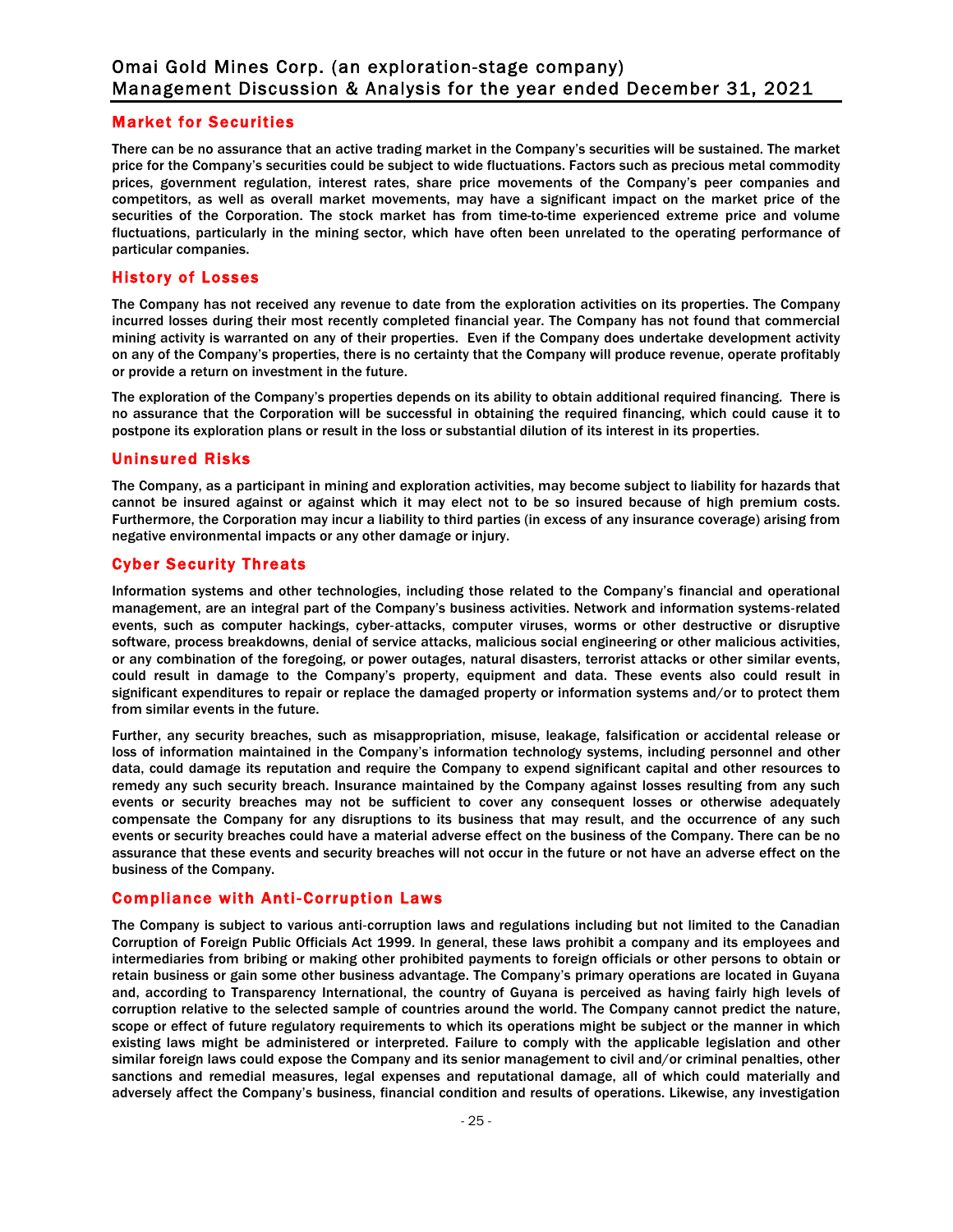## Market for Securities

There can be no assurance that an active trading market in the Company's securities will be sustained. The market price for the Company's securities could be subject to wide fluctuations. Factors such as precious metal commodity prices, government regulation, interest rates, share price movements of the Company's peer companies and competitors, as well as overall market movements, may have a significant impact on the market price of the securities of the Corporation. The stock market has from time-to-time experienced extreme price and volume fluctuations, particularly in the mining sector, which have often been unrelated to the operating performance of particular companies.

## History of Losses

The Company has not received any revenue to date from the exploration activities on its properties. The Company incurred losses during their most recently completed financial year. The Company has not found that commercial mining activity is warranted on any of their properties. Even if the Company does undertake development activity on any of the Company's properties, there is no certainty that the Company will produce revenue, operate profitably or provide a return on investment in the future.

The exploration of the Company's properties depends on its ability to obtain additional required financing. There is no assurance that the Corporation will be successful in obtaining the required financing, which could cause it to postpone its exploration plans or result in the loss or substantial dilution of its interest in its properties.

## Uninsured Risks

The Company, as a participant in mining and exploration activities, may become subject to liability for hazards that cannot be insured against or against which it may elect not to be so insured because of high premium costs. Furthermore, the Corporation may incur a liability to third parties (in excess of any insurance coverage) arising from negative environmental impacts or any other damage or injury.

## Cyber Security Threats

Information systems and other technologies, including those related to the Company's financial and operational management, are an integral part of the Company's business activities. Network and information systems-related events, such as computer hackings, cyber-attacks, computer viruses, worms or other destructive or disruptive software, process breakdowns, denial of service attacks, malicious social engineering or other malicious activities, or any combination of the foregoing, or power outages, natural disasters, terrorist attacks or other similar events, could result in damage to the Company's property, equipment and data. These events also could result in significant expenditures to repair or replace the damaged property or information systems and/or to protect them from similar events in the future.

Further, any security breaches, such as misappropriation, misuse, leakage, falsification or accidental release or loss of information maintained in the Company's information technology systems, including personnel and other data, could damage its reputation and require the Company to expend significant capital and other resources to remedy any such security breach. Insurance maintained by the Company against losses resulting from any such events or security breaches may not be sufficient to cover any consequent losses or otherwise adequately compensate the Company for any disruptions to its business that may result, and the occurrence of any such events or security breaches could have a material adverse effect on the business of the Company. There can be no assurance that these events and security breaches will not occur in the future or not have an adverse effect on the business of the Company.

## Compliance with Anti-Corruption Laws

The Company is subject to various anti-corruption laws and regulations including but not limited to the Canadian Corruption of Foreign Public Officials Act 1999. In general, these laws prohibit a company and its employees and intermediaries from bribing or making other prohibited payments to foreign officials or other persons to obtain or retain business or gain some other business advantage. The Company's primary operations are located in Guyana and, according to Transparency International, the country of Guyana is perceived as having fairly high levels of corruption relative to the selected sample of countries around the world. The Company cannot predict the nature, scope or effect of future regulatory requirements to which its operations might be subject or the manner in which existing laws might be administered or interpreted. Failure to comply with the applicable legislation and other similar foreign laws could expose the Company and its senior management to civil and/or criminal penalties, other sanctions and remedial measures, legal expenses and reputational damage, all of which could materially and adversely affect the Company's business, financial condition and results of operations. Likewise, any investigation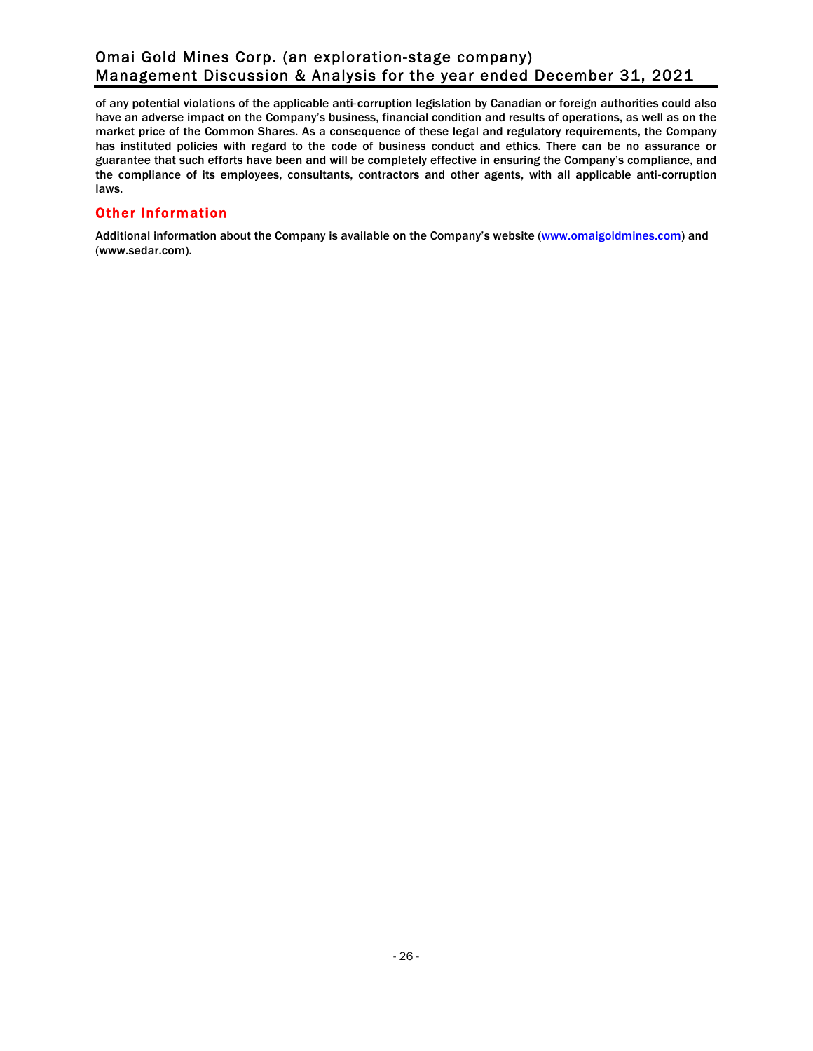of any potential violations of the applicable anti-corruption legislation by Canadian or foreign authorities could also have an adverse impact on the Company's business, financial condition and results of operations, as well as on the market price of the Common Shares. As a consequence of these legal and regulatory requirements, the Company has instituted policies with regard to the code of business conduct and ethics. There can be no assurance or guarantee that such efforts have been and will be completely effective in ensuring the Company's compliance, and the compliance of its employees, consultants, contractors and other agents, with all applicable anti-corruption laws.

## Other Information

Additional information about the Company is available on the Company's website (www.omaigoldmines.com) and (www.sedar.com).